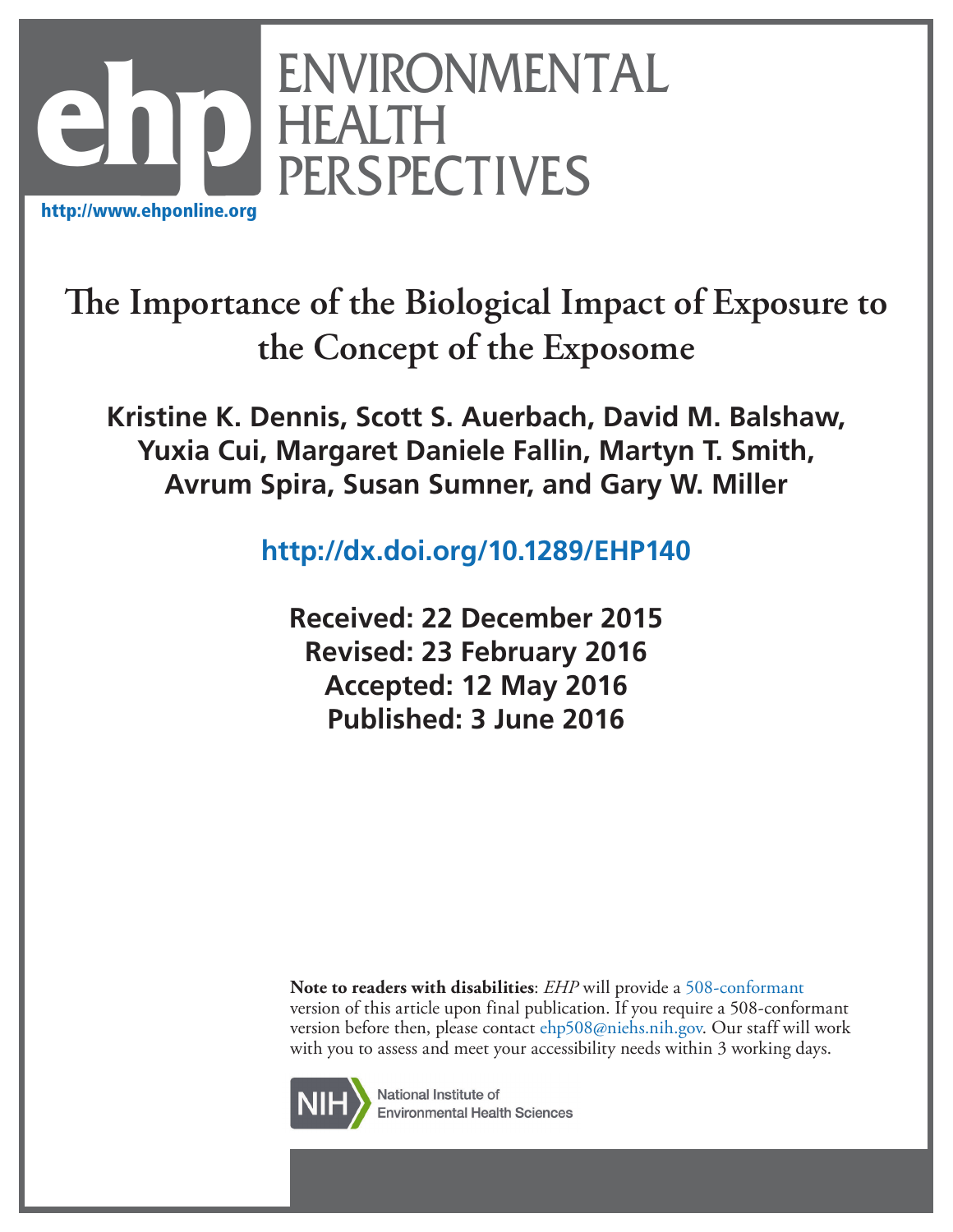ENVIRONMENTAL HEALTH PERSPECTIVES

http://www.ehponline.org

# The Importance of the Biological Impact of Exposure to the Concept of the Exposome

**Kristine K. Dennis, Scott S. Auerbach, David M. Balshaw, Yuxia Cui, Margaret Daniele Fallin, Martyn T. Smith, Avrum Spira, Susan Sumner, and Gary W. Miller**

http://dx.doi.org/10.1289/EHP140

**Received: 22 December 2015**
**Revised: 23 February 2016**
**Accepted: 12 May 2016**
**Published: 3 June 2016**

**Note to readers with disabilities**: *EHP* will provide a 508-conformant version of this article upon final publication. If you require a 508-conformant version before then, please contact ehp508@niehs.nih.gov. Our staff will work with you to assess and meet your accessibility needs within 3 working days.

National Institute of Environmental Health Sciences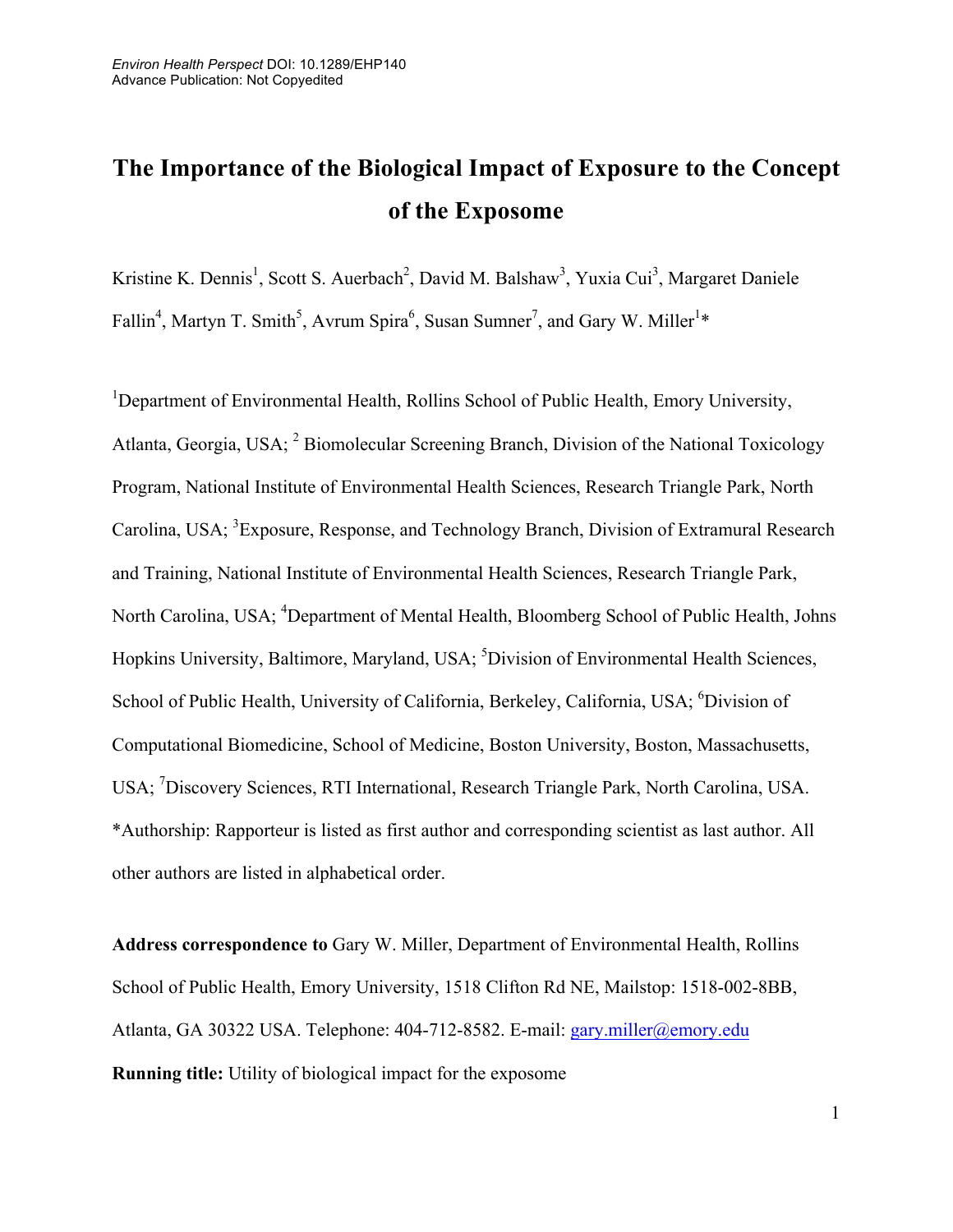# The Importance of the Biological Impact of Exposure to the Concept of the Exposome

Kristine K. Dennis[1], Scott S. Auerbach[2], David M. Balshaw[3], Yuxia Cui[3], Margaret Daniele Fallin[4], Martyn T. Smith[5], Avrum Spira[6], Susan Sumner[7], and Gary W. Miller[1]*

[1]Department of Environmental Health, Rollins School of Public Health, Emory University, Atlanta, Georgia, USA; [2] Biomolecular Screening Branch, Division of the National Toxicology Program, National Institute of Environmental Health Sciences, Research Triangle Park, North Carolina, USA; [3]Exposure, Response, and Technology Branch, Division of Extramural Research and Training, National Institute of Environmental Health Sciences, Research Triangle Park, North Carolina, USA; [4]Department of Mental Health, Bloomberg School of Public Health, Johns Hopkins University, Baltimore, Maryland, USA; [5]Division of Environmental Health Sciences, School of Public Health, University of California, Berkeley, California, USA; [6]Division of Computational Biomedicine, School of Medicine, Boston University, Boston, Massachusetts, USA; [7]Discovery Sciences, RTI International, Research Triangle Park, North Carolina, USA.

*Authorship: Rapporteur is listed as first author and corresponding scientist as last author. All other authors are listed in alphabetical order.

**Address correspondence to** Gary W. Miller, Department of Environmental Health, Rollins School of Public Health, Emory University, 1518 Clifton Rd NE, Mailstop: 1518-002-8BB, Atlanta, GA 30322 USA. Telephone: 404-712-8582. E-mail: gary.miller@emory.edu

**Running title:** Utility of biological impact for the exposome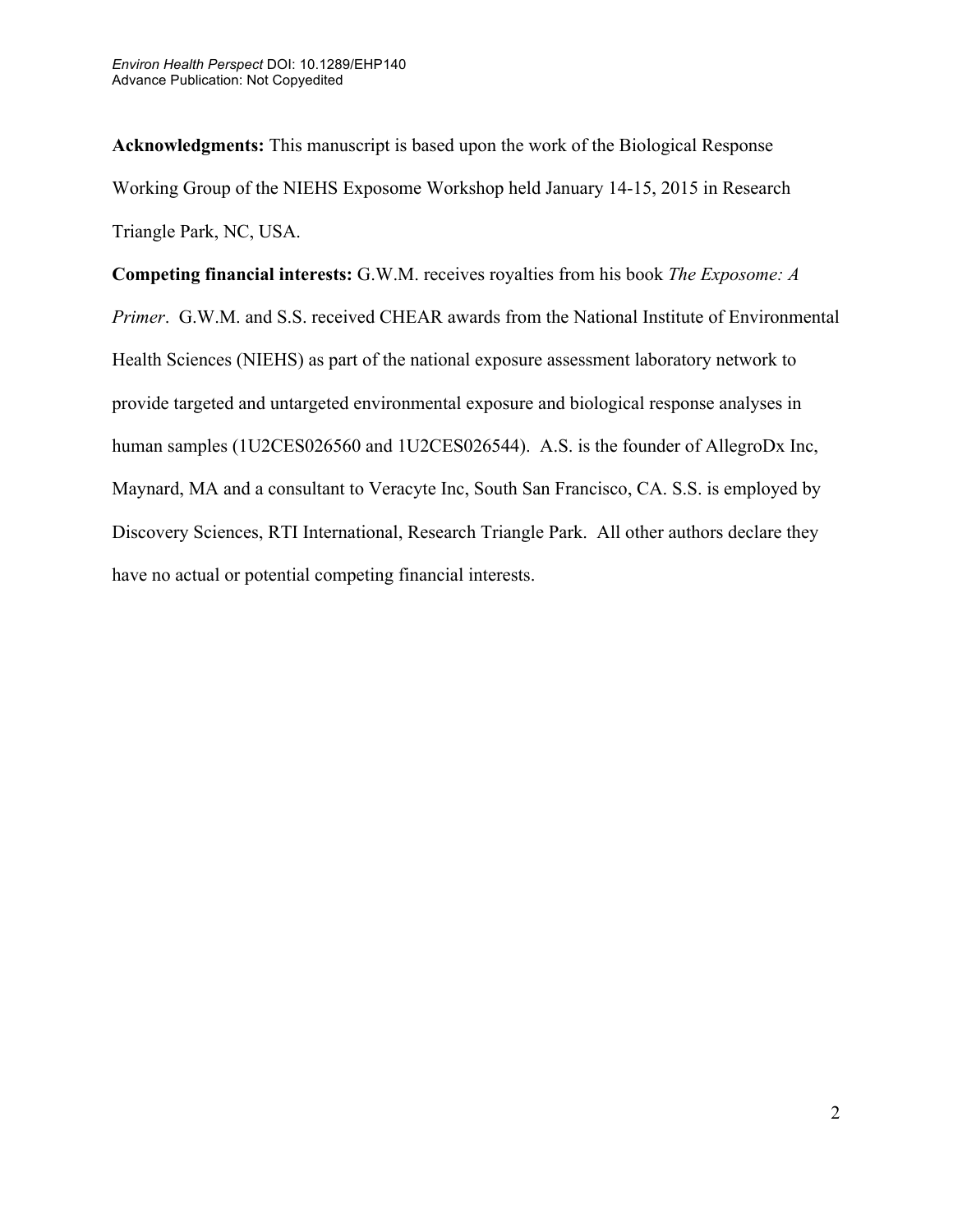**Acknowledgments:** This manuscript is based upon the work of the Biological Response Working Group of the NIEHS Exposome Workshop held January 14-15, 2015 in Research Triangle Park, NC, USA.

**Competing financial interests:** G.W.M. receives royalties from his book *The Exposome: A Primer*. G.W.M. and S.S. received CHEAR awards from the National Institute of Environmental Health Sciences (NIEHS) as part of the national exposure assessment laboratory network to provide targeted and untargeted environmental exposure and biological response analyses in human samples (1U2CES026560 and 1U2CES026544). A.S. is the founder of AllegroDx Inc, Maynard, MA and a consultant to Veracyte Inc, South San Francisco, CA. S.S. is employed by Discovery Sciences, RTI International, Research Triangle Park. All other authors declare they have no actual or potential competing financial interests.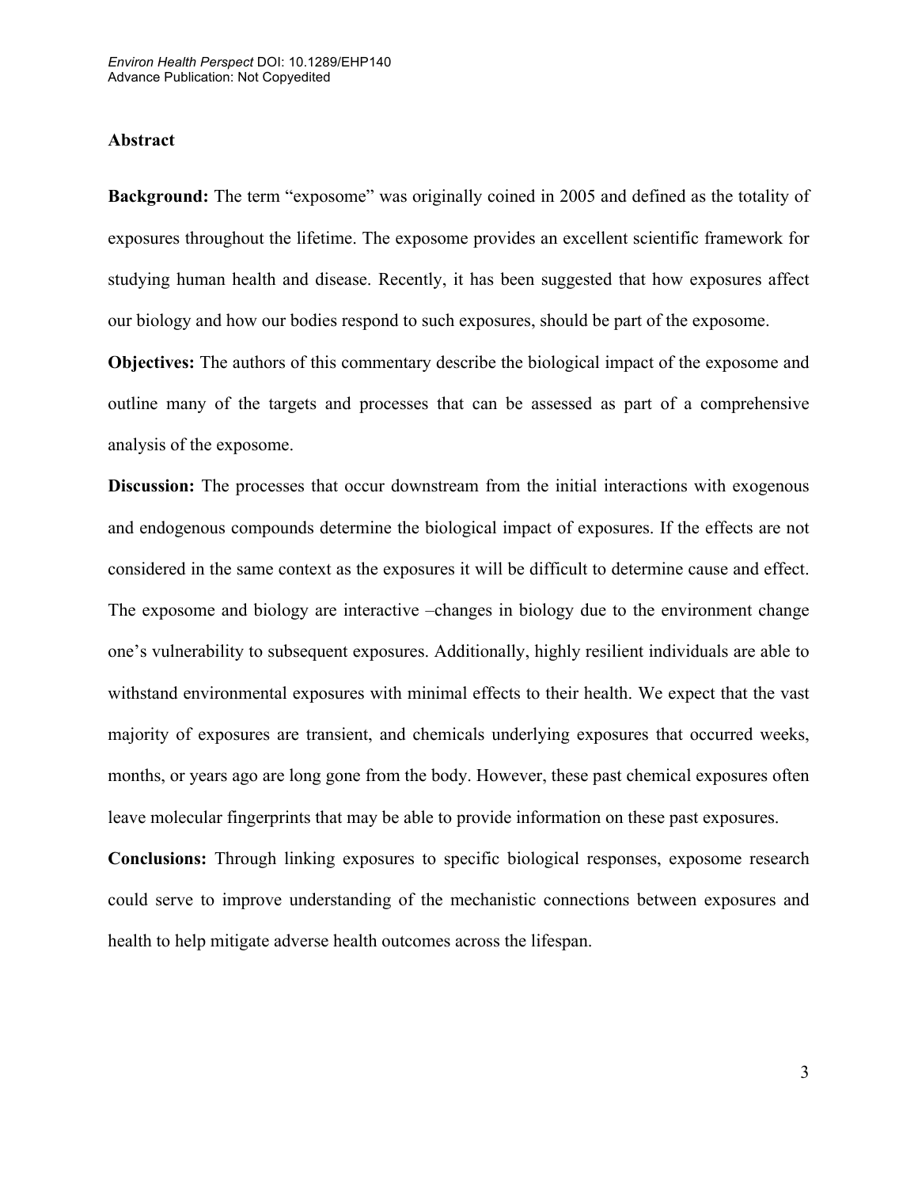## Abstract

**Background:** The term "exposome" was originally coined in 2005 and defined as the totality of exposures throughout the lifetime. The exposome provides an excellent scientific framework for studying human health and disease. Recently, it has been suggested that how exposures affect our biology and how our bodies respond to such exposures, should be part of the exposome.

**Objectives:** The authors of this commentary describe the biological impact of the exposome and outline many of the targets and processes that can be assessed as part of a comprehensive analysis of the exposome.

**Discussion:** The processes that occur downstream from the initial interactions with exogenous and endogenous compounds determine the biological impact of exposures. If the effects are not considered in the same context as the exposures it will be difficult to determine cause and effect. The exposome and biology are interactive –changes in biology due to the environment change one's vulnerability to subsequent exposures. Additionally, highly resilient individuals are able to withstand environmental exposures with minimal effects to their health. We expect that the vast majority of exposures are transient, and chemicals underlying exposures that occurred weeks, months, or years ago are long gone from the body. However, these past chemical exposures often leave molecular fingerprints that may be able to provide information on these past exposures.

**Conclusions:** Through linking exposures to specific biological responses, exposome research could serve to improve understanding of the mechanistic connections between exposures and health to help mitigate adverse health outcomes across the lifespan.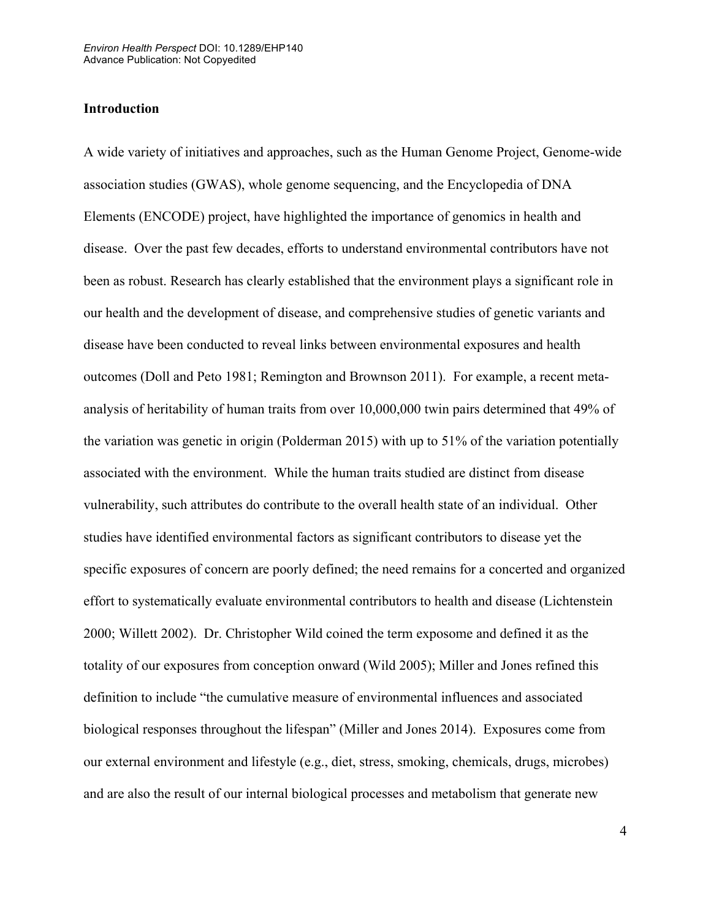## Introduction

A wide variety of initiatives and approaches, such as the Human Genome Project, Genome-wide association studies (GWAS), whole genome sequencing, and the Encyclopedia of DNA Elements (ENCODE) project, have highlighted the importance of genomics in health and disease. Over the past few decades, efforts to understand environmental contributors have not been as robust. Research has clearly established that the environment plays a significant role in our health and the development of disease, and comprehensive studies of genetic variants and disease have been conducted to reveal links between environmental exposures and health outcomes (Doll and Peto 1981; Remington and Brownson 2011). For example, a recent meta-analysis of heritability of human traits from over 10,000,000 twin pairs determined that 49% of the variation was genetic in origin (Polderman 2015) with up to 51% of the variation potentially associated with the environment. While the human traits studied are distinct from disease vulnerability, such attributes do contribute to the overall health state of an individual. Other studies have identified environmental factors as significant contributors to disease yet the specific exposures of concern are poorly defined; the need remains for a concerted and organized effort to systematically evaluate environmental contributors to health and disease (Lichtenstein 2000; Willett 2002). Dr. Christopher Wild coined the term exposome and defined it as the totality of our exposures from conception onward (Wild 2005); Miller and Jones refined this definition to include "the cumulative measure of environmental influences and associated biological responses throughout the lifespan" (Miller and Jones 2014). Exposures come from our external environment and lifestyle (e.g., diet, stress, smoking, chemicals, drugs, microbes) and are also the result of our internal biological processes and metabolism that generate new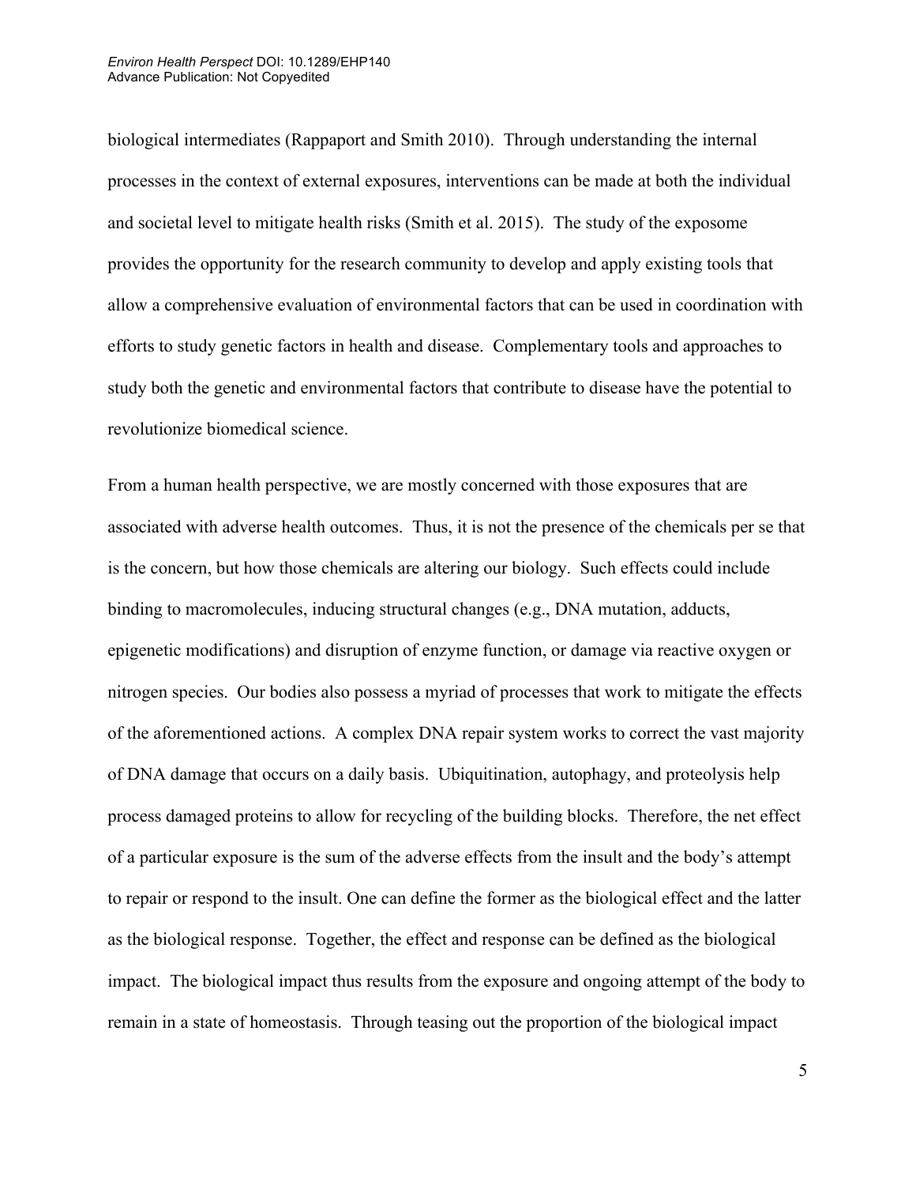biological intermediates (Rappaport and Smith 2010). Through understanding the internal processes in the context of external exposures, interventions can be made at both the individual and societal level to mitigate health risks (Smith et al. 2015). The study of the exposome provides the opportunity for the research community to develop and apply existing tools that allow a comprehensive evaluation of environmental factors that can be used in coordination with efforts to study genetic factors in health and disease. Complementary tools and approaches to study both the genetic and environmental factors that contribute to disease have the potential to revolutionize biomedical science.

From a human health perspective, we are mostly concerned with those exposures that are associated with adverse health outcomes. Thus, it is not the presence of the chemicals per se that is the concern, but how those chemicals are altering our biology. Such effects could include binding to macromolecules, inducing structural changes (e.g., DNA mutation, adducts, epigenetic modifications) and disruption of enzyme function, or damage via reactive oxygen or nitrogen species. Our bodies also possess a myriad of processes that work to mitigate the effects of the aforementioned actions. A complex DNA repair system works to correct the vast majority of DNA damage that occurs on a daily basis. Ubiquitination, autophagy, and proteolysis help process damaged proteins to allow for recycling of the building blocks. Therefore, the net effect of a particular exposure is the sum of the adverse effects from the insult and the body's attempt to repair or respond to the insult. One can define the former as the biological effect and the latter as the biological response. Together, the effect and response can be defined as the biological impact. The biological impact thus results from the exposure and ongoing attempt of the body to remain in a state of homeostasis. Through teasing out the proportion of the biological impact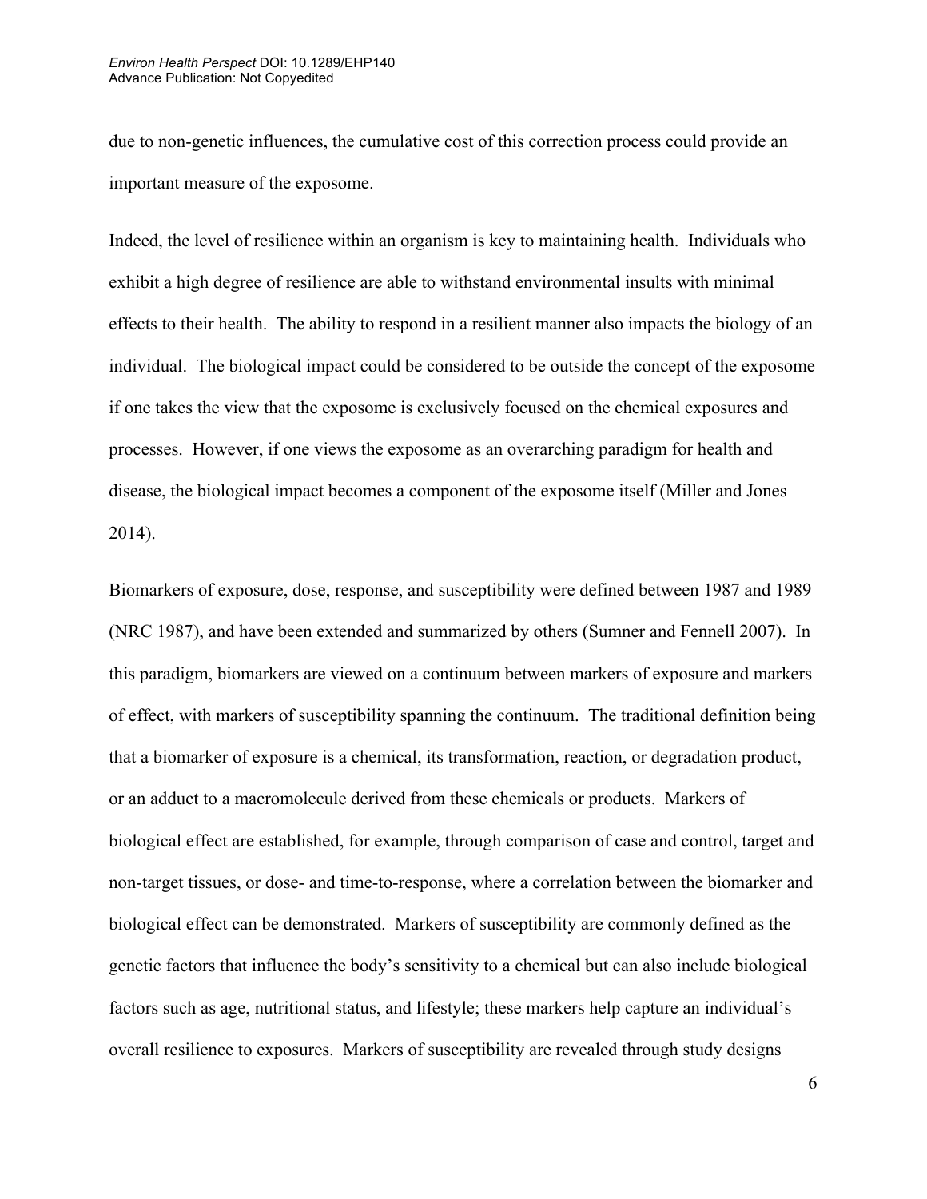due to non-genetic influences, the cumulative cost of this correction process could provide an important measure of the exposome.

Indeed, the level of resilience within an organism is key to maintaining health. Individuals who exhibit a high degree of resilience are able to withstand environmental insults with minimal effects to their health. The ability to respond in a resilient manner also impacts the biology of an individual. The biological impact could be considered to be outside the concept of the exposome if one takes the view that the exposome is exclusively focused on the chemical exposures and processes. However, if one views the exposome as an overarching paradigm for health and disease, the biological impact becomes a component of the exposome itself (Miller and Jones 2014).

Biomarkers of exposure, dose, response, and susceptibility were defined between 1987 and 1989 (NRC 1987), and have been extended and summarized by others (Sumner and Fennell 2007). In this paradigm, biomarkers are viewed on a continuum between markers of exposure and markers of effect, with markers of susceptibility spanning the continuum. The traditional definition being that a biomarker of exposure is a chemical, its transformation, reaction, or degradation product, or an adduct to a macromolecule derived from these chemicals or products. Markers of biological effect are established, for example, through comparison of case and control, target and non-target tissues, or dose- and time-to-response, where a correlation between the biomarker and biological effect can be demonstrated. Markers of susceptibility are commonly defined as the genetic factors that influence the body's sensitivity to a chemical but can also include biological factors such as age, nutritional status, and lifestyle; these markers help capture an individual's overall resilience to exposures. Markers of susceptibility are revealed through study designs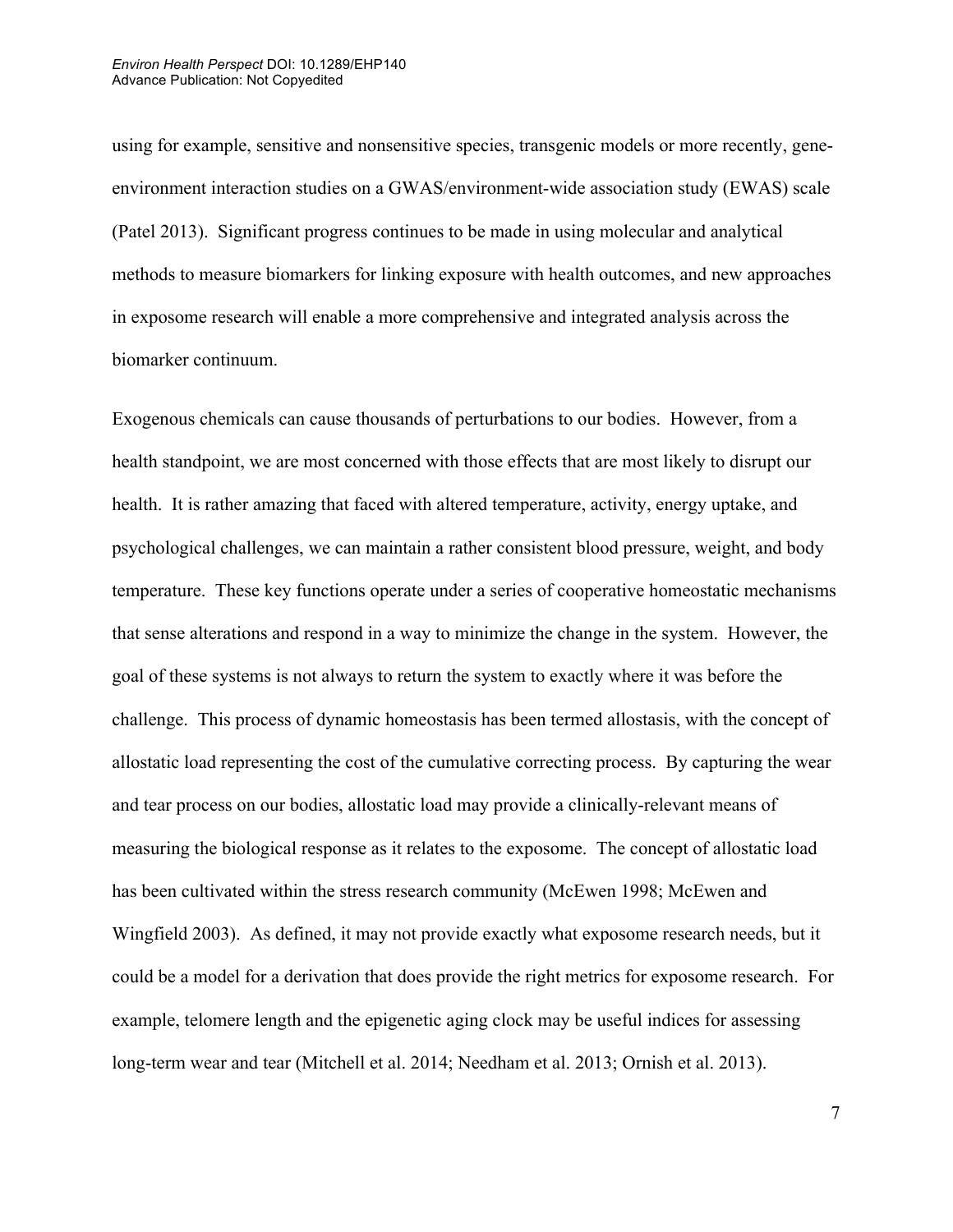using for example, sensitive and nonsensitive species, transgenic models or more recently, gene-environment interaction studies on a GWAS/environment-wide association study (EWAS) scale (Patel 2013). Significant progress continues to be made in using molecular and analytical methods to measure biomarkers for linking exposure with health outcomes, and new approaches in exposome research will enable a more comprehensive and integrated analysis across the biomarker continuum.

Exogenous chemicals can cause thousands of perturbations to our bodies. However, from a health standpoint, we are most concerned with those effects that are most likely to disrupt our health. It is rather amazing that faced with altered temperature, activity, energy uptake, and psychological challenges, we can maintain a rather consistent blood pressure, weight, and body temperature. These key functions operate under a series of cooperative homeostatic mechanisms that sense alterations and respond in a way to minimize the change in the system. However, the goal of these systems is not always to return the system to exactly where it was before the challenge. This process of dynamic homeostasis has been termed allostasis, with the concept of allostatic load representing the cost of the cumulative correcting process. By capturing the wear and tear process on our bodies, allostatic load may provide a clinically-relevant means of measuring the biological response as it relates to the exposome. The concept of allostatic load has been cultivated within the stress research community (McEwen 1998; McEwen and Wingfield 2003). As defined, it may not provide exactly what exposome research needs, but it could be a model for a derivation that does provide the right metrics for exposome research. For example, telomere length and the epigenetic aging clock may be useful indices for assessing long-term wear and tear (Mitchell et al. 2014; Needham et al. 2013; Ornish et al. 2013).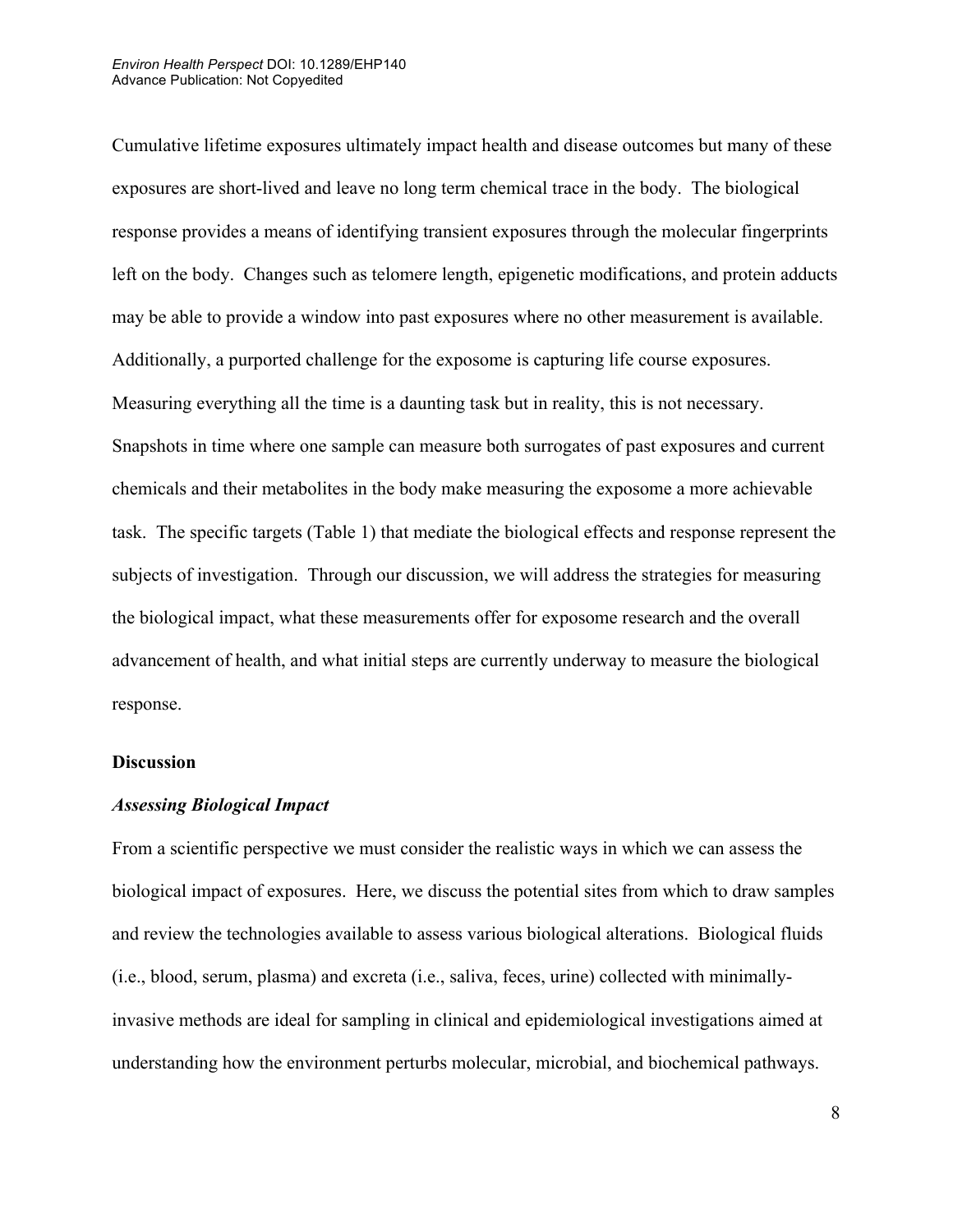Cumulative lifetime exposures ultimately impact health and disease outcomes but many of these exposures are short-lived and leave no long term chemical trace in the body. The biological response provides a means of identifying transient exposures through the molecular fingerprints left on the body. Changes such as telomere length, epigenetic modifications, and protein adducts may be able to provide a window into past exposures where no other measurement is available. Additionally, a purported challenge for the exposome is capturing life course exposures. Measuring everything all the time is a daunting task but in reality, this is not necessary. Snapshots in time where one sample can measure both surrogates of past exposures and current chemicals and their metabolites in the body make measuring the exposome a more achievable task. The specific targets (Table 1) that mediate the biological effects and response represent the subjects of investigation. Through our discussion, we will address the strategies for measuring the biological impact, what these measurements offer for exposome research and the overall advancement of health, and what initial steps are currently underway to measure the biological response.

## Discussion

### *Assessing Biological Impact*

From a scientific perspective we must consider the realistic ways in which we can assess the biological impact of exposures. Here, we discuss the potential sites from which to draw samples and review the technologies available to assess various biological alterations. Biological fluids (i.e., blood, serum, plasma) and excreta (i.e., saliva, feces, urine) collected with minimally-invasive methods are ideal for sampling in clinical and epidemiological investigations aimed at understanding how the environment perturbs molecular, microbial, and biochemical pathways.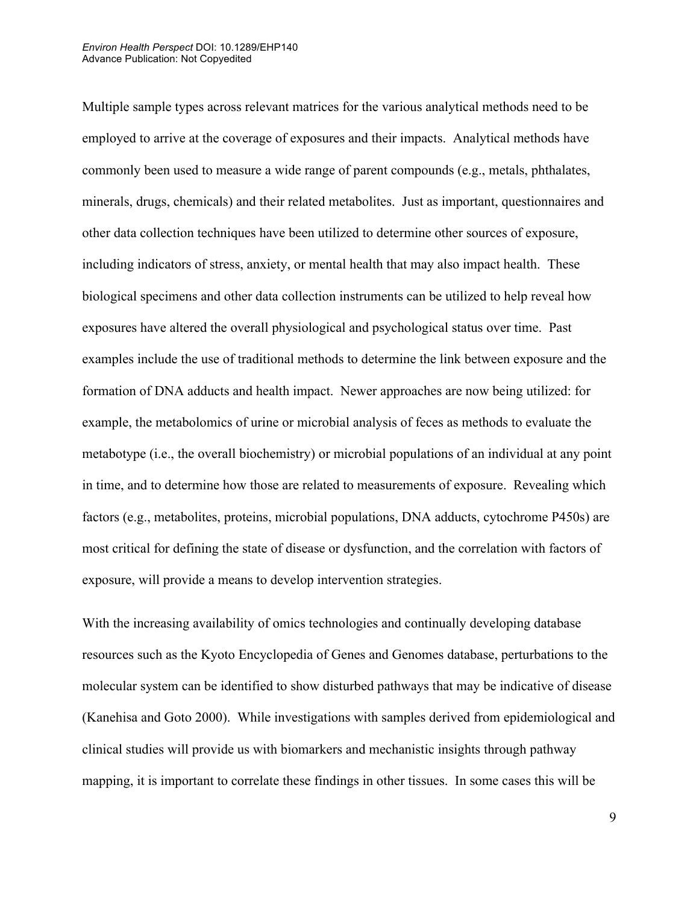Multiple sample types across relevant matrices for the various analytical methods need to be employed to arrive at the coverage of exposures and their impacts. Analytical methods have commonly been used to measure a wide range of parent compounds (e.g., metals, phthalates, minerals, drugs, chemicals) and their related metabolites. Just as important, questionnaires and other data collection techniques have been utilized to determine other sources of exposure, including indicators of stress, anxiety, or mental health that may also impact health. These biological specimens and other data collection instruments can be utilized to help reveal how exposures have altered the overall physiological and psychological status over time. Past examples include the use of traditional methods to determine the link between exposure and the formation of DNA adducts and health impact. Newer approaches are now being utilized: for example, the metabolomics of urine or microbial analysis of feces as methods to evaluate the metabotype (i.e., the overall biochemistry) or microbial populations of an individual at any point in time, and to determine how those are related to measurements of exposure. Revealing which factors (e.g., metabolites, proteins, microbial populations, DNA adducts, cytochrome P450s) are most critical for defining the state of disease or dysfunction, and the correlation with factors of exposure, will provide a means to develop intervention strategies.

With the increasing availability of omics technologies and continually developing database resources such as the Kyoto Encyclopedia of Genes and Genomes database, perturbations to the molecular system can be identified to show disturbed pathways that may be indicative of disease (Kanehisa and Goto 2000). While investigations with samples derived from epidemiological and clinical studies will provide us with biomarkers and mechanistic insights through pathway mapping, it is important to correlate these findings in other tissues. In some cases this will be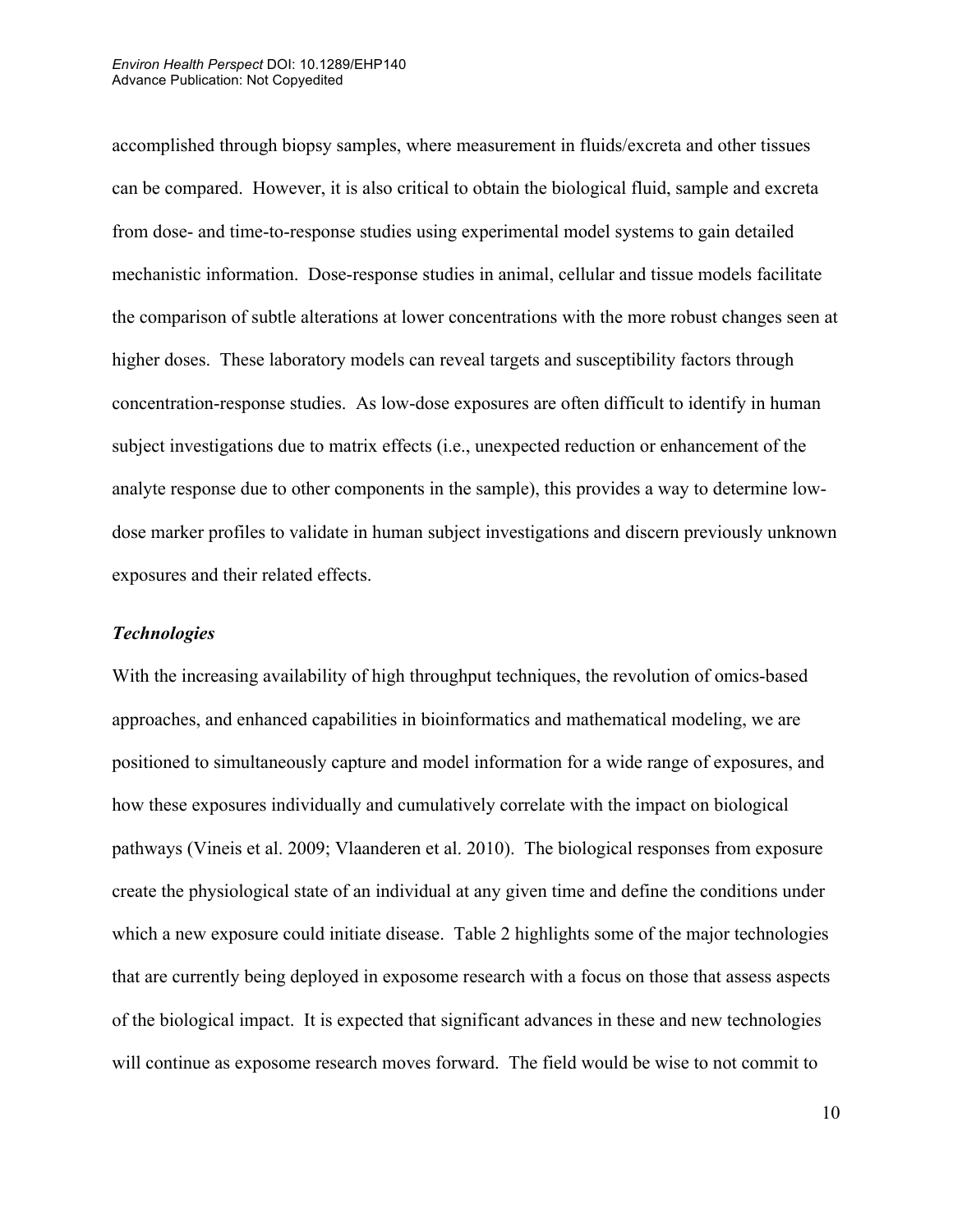accomplished through biopsy samples, where measurement in fluids/excreta and other tissues can be compared. However, it is also critical to obtain the biological fluid, sample and excreta from dose- and time-to-response studies using experimental model systems to gain detailed mechanistic information. Dose-response studies in animal, cellular and tissue models facilitate the comparison of subtle alterations at lower concentrations with the more robust changes seen at higher doses. These laboratory models can reveal targets and susceptibility factors through concentration-response studies. As low-dose exposures are often difficult to identify in human subject investigations due to matrix effects (i.e., unexpected reduction or enhancement of the analyte response due to other components in the sample), this provides a way to determine low-dose marker profiles to validate in human subject investigations and discern previously unknown exposures and their related effects.

### *Technologies*

With the increasing availability of high throughput techniques, the revolution of omics-based approaches, and enhanced capabilities in bioinformatics and mathematical modeling, we are positioned to simultaneously capture and model information for a wide range of exposures, and how these exposures individually and cumulatively correlate with the impact on biological pathways (Vineis et al. 2009; Vlaanderen et al. 2010). The biological responses from exposure create the physiological state of an individual at any given time and define the conditions under which a new exposure could initiate disease. Table 2 highlights some of the major technologies that are currently being deployed in exposome research with a focus on those that assess aspects of the biological impact. It is expected that significant advances in these and new technologies will continue as exposome research moves forward. The field would be wise to not commit to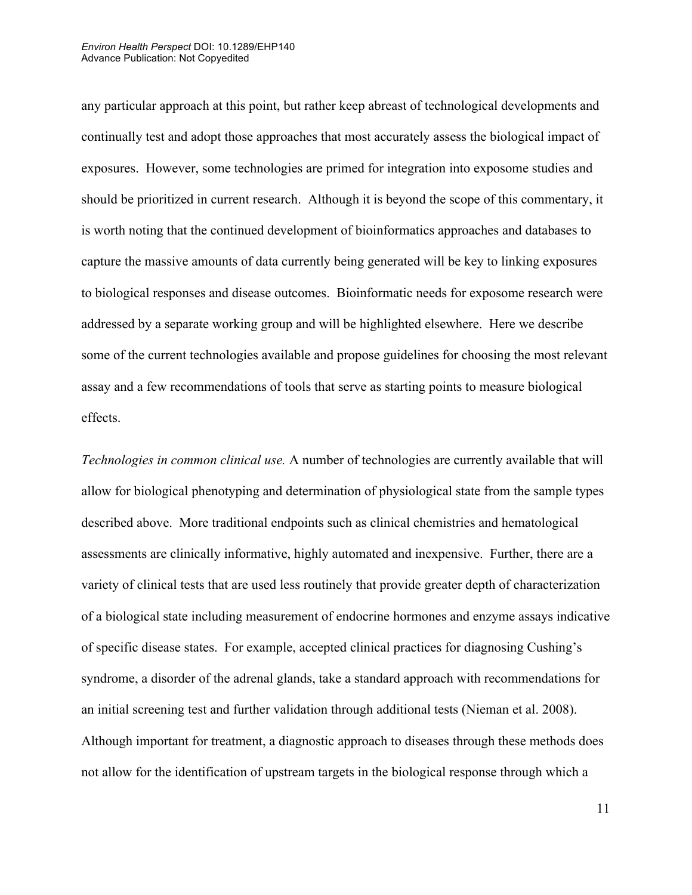any particular approach at this point, but rather keep abreast of technological developments and continually test and adopt those approaches that most accurately assess the biological impact of exposures. However, some technologies are primed for integration into exposome studies and should be prioritized in current research. Although it is beyond the scope of this commentary, it is worth noting that the continued development of bioinformatics approaches and databases to capture the massive amounts of data currently being generated will be key to linking exposures to biological responses and disease outcomes. Bioinformatic needs for exposome research were addressed by a separate working group and will be highlighted elsewhere. Here we describe some of the current technologies available and propose guidelines for choosing the most relevant assay and a few recommendations of tools that serve as starting points to measure biological effects.

*Technologies in common clinical use.* A number of technologies are currently available that will allow for biological phenotyping and determination of physiological state from the sample types described above. More traditional endpoints such as clinical chemistries and hematological assessments are clinically informative, highly automated and inexpensive. Further, there are a variety of clinical tests that are used less routinely that provide greater depth of characterization of a biological state including measurement of endocrine hormones and enzyme assays indicative of specific disease states. For example, accepted clinical practices for diagnosing Cushing's syndrome, a disorder of the adrenal glands, take a standard approach with recommendations for an initial screening test and further validation through additional tests (Nieman et al. 2008). Although important for treatment, a diagnostic approach to diseases through these methods does not allow for the identification of upstream targets in the biological response through which a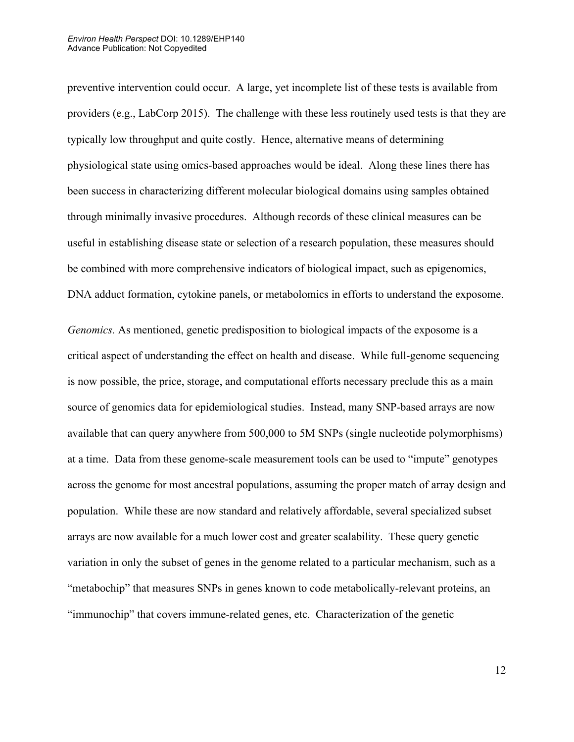preventive intervention could occur. A large, yet incomplete list of these tests is available from providers (e.g., LabCorp 2015). The challenge with these less routinely used tests is that they are typically low throughput and quite costly. Hence, alternative means of determining physiological state using omics-based approaches would be ideal. Along these lines there has been success in characterizing different molecular biological domains using samples obtained through minimally invasive procedures. Although records of these clinical measures can be useful in establishing disease state or selection of a research population, these measures should be combined with more comprehensive indicators of biological impact, such as epigenomics, DNA adduct formation, cytokine panels, or metabolomics in efforts to understand the exposome.

*Genomics.* As mentioned, genetic predisposition to biological impacts of the exposome is a critical aspect of understanding the effect on health and disease. While full-genome sequencing is now possible, the price, storage, and computational efforts necessary preclude this as a main source of genomics data for epidemiological studies. Instead, many SNP-based arrays are now available that can query anywhere from 500,000 to 5M SNPs (single nucleotide polymorphisms) at a time. Data from these genome-scale measurement tools can be used to "impute" genotypes across the genome for most ancestral populations, assuming the proper match of array design and population. While these are now standard and relatively affordable, several specialized subset arrays are now available for a much lower cost and greater scalability. These query genetic variation in only the subset of genes in the genome related to a particular mechanism, such as a "metabochip" that measures SNPs in genes known to code metabolically-relevant proteins, an "immunochip" that covers immune-related genes, etc. Characterization of the genetic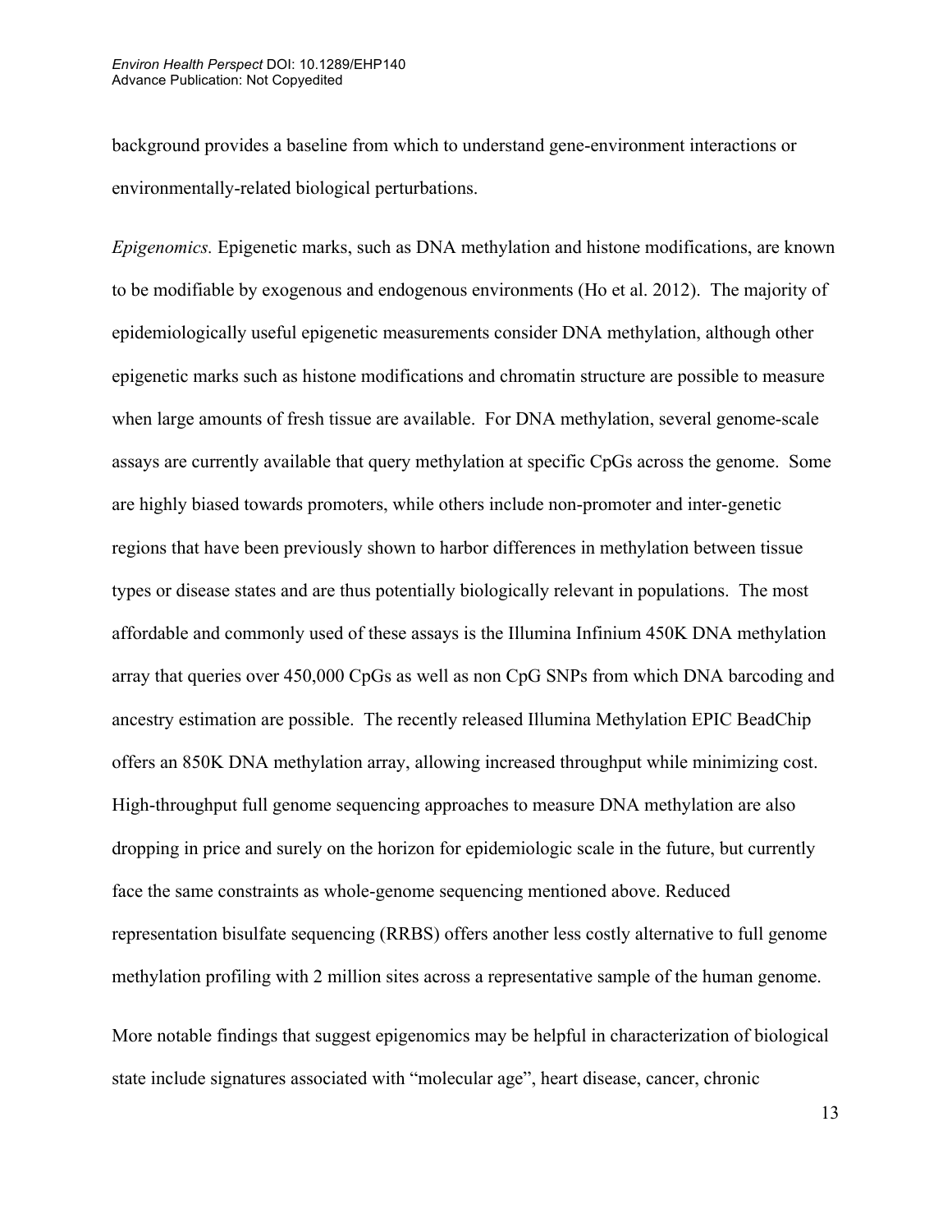background provides a baseline from which to understand gene-environment interactions or environmentally-related biological perturbations.

*Epigenomics.* Epigenetic marks, such as DNA methylation and histone modifications, are known to be modifiable by exogenous and endogenous environments (Ho et al. 2012). The majority of epidemiologically useful epigenetic measurements consider DNA methylation, although other epigenetic marks such as histone modifications and chromatin structure are possible to measure when large amounts of fresh tissue are available. For DNA methylation, several genome-scale assays are currently available that query methylation at specific CpGs across the genome. Some are highly biased towards promoters, while others include non-promoter and inter-genetic regions that have been previously shown to harbor differences in methylation between tissue types or disease states and are thus potentially biologically relevant in populations. The most affordable and commonly used of these assays is the Illumina Infinium 450K DNA methylation array that queries over 450,000 CpGs as well as non CpG SNPs from which DNA barcoding and ancestry estimation are possible. The recently released Illumina Methylation EPIC BeadChip offers an 850K DNA methylation array, allowing increased throughput while minimizing cost. High-throughput full genome sequencing approaches to measure DNA methylation are also dropping in price and surely on the horizon for epidemiologic scale in the future, but currently face the same constraints as whole-genome sequencing mentioned above. Reduced representation bisulfate sequencing (RRBS) offers another less costly alternative to full genome methylation profiling with 2 million sites across a representative sample of the human genome.

More notable findings that suggest epigenomics may be helpful in characterization of biological state include signatures associated with "molecular age", heart disease, cancer, chronic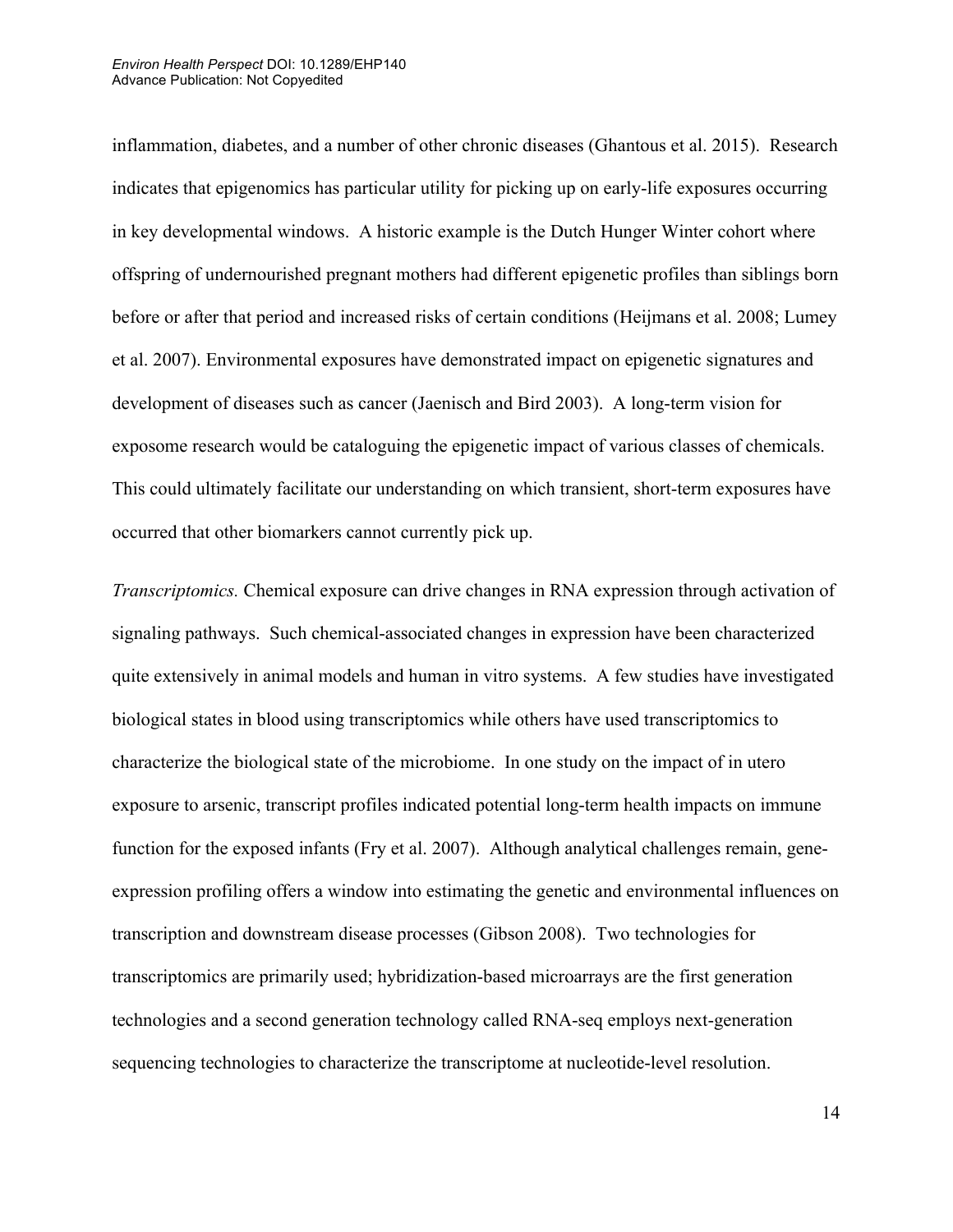inflammation, diabetes, and a number of other chronic diseases (Ghantous et al. 2015). Research indicates that epigenomics has particular utility for picking up on early-life exposures occurring in key developmental windows. A historic example is the Dutch Hunger Winter cohort where offspring of undernourished pregnant mothers had different epigenetic profiles than siblings born before or after that period and increased risks of certain conditions (Heijmans et al. 2008; Lumey et al. 2007). Environmental exposures have demonstrated impact on epigenetic signatures and development of diseases such as cancer (Jaenisch and Bird 2003). A long-term vision for exposome research would be cataloguing the epigenetic impact of various classes of chemicals. This could ultimately facilitate our understanding on which transient, short-term exposures have occurred that other biomarkers cannot currently pick up.

*Transcriptomics.* Chemical exposure can drive changes in RNA expression through activation of signaling pathways. Such chemical-associated changes in expression have been characterized quite extensively in animal models and human in vitro systems. A few studies have investigated biological states in blood using transcriptomics while others have used transcriptomics to characterize the biological state of the microbiome. In one study on the impact of in utero exposure to arsenic, transcript profiles indicated potential long-term health impacts on immune function for the exposed infants (Fry et al. 2007). Although analytical challenges remain, gene-expression profiling offers a window into estimating the genetic and environmental influences on transcription and downstream disease processes (Gibson 2008). Two technologies for transcriptomics are primarily used; hybridization-based microarrays are the first generation technologies and a second generation technology called RNA-seq employs next-generation sequencing technologies to characterize the transcriptome at nucleotide-level resolution.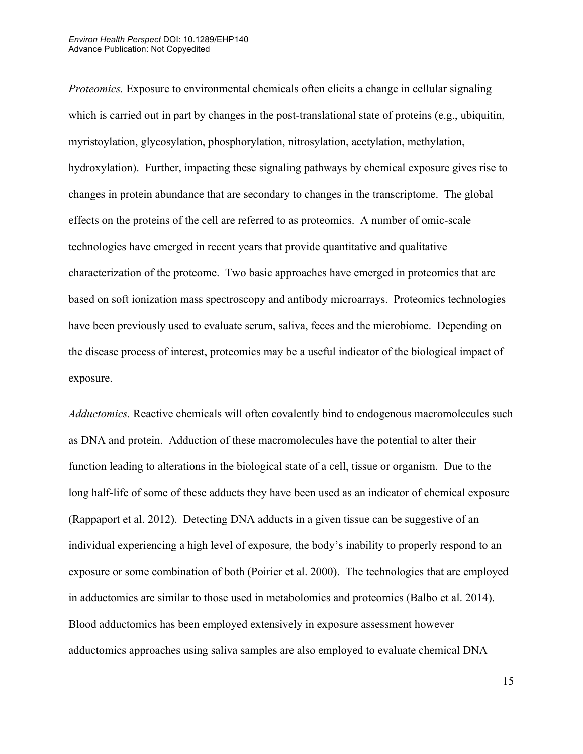*Proteomics.* Exposure to environmental chemicals often elicits a change in cellular signaling which is carried out in part by changes in the post-translational state of proteins (e.g., ubiquitin, myristoylation, glycosylation, phosphorylation, nitrosylation, acetylation, methylation, hydroxylation). Further, impacting these signaling pathways by chemical exposure gives rise to changes in protein abundance that are secondary to changes in the transcriptome. The global effects on the proteins of the cell are referred to as proteomics. A number of omic-scale technologies have emerged in recent years that provide quantitative and qualitative characterization of the proteome. Two basic approaches have emerged in proteomics that are based on soft ionization mass spectroscopy and antibody microarrays. Proteomics technologies have been previously used to evaluate serum, saliva, feces and the microbiome. Depending on the disease process of interest, proteomics may be a useful indicator of the biological impact of exposure.

*Adductomics.* Reactive chemicals will often covalently bind to endogenous macromolecules such as DNA and protein. Adduction of these macromolecules have the potential to alter their function leading to alterations in the biological state of a cell, tissue or organism. Due to the long half-life of some of these adducts they have been used as an indicator of chemical exposure (Rappaport et al. 2012). Detecting DNA adducts in a given tissue can be suggestive of an individual experiencing a high level of exposure, the body's inability to properly respond to an exposure or some combination of both (Poirier et al. 2000). The technologies that are employed in adductomics are similar to those used in metabolomics and proteomics (Balbo et al. 2014). Blood adductomics has been employed extensively in exposure assessment however adductomics approaches using saliva samples are also employed to evaluate chemical DNA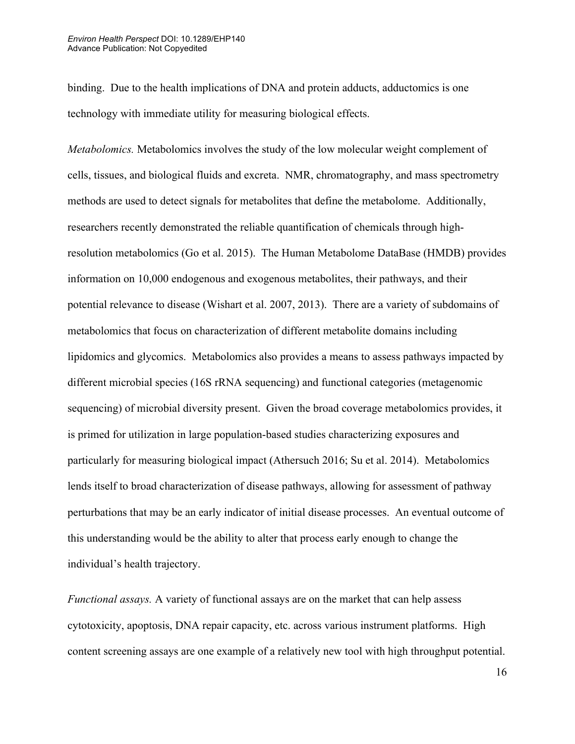binding. Due to the health implications of DNA and protein adducts, adductomics is one technology with immediate utility for measuring biological effects.

*Metabolomics.* Metabolomics involves the study of the low molecular weight complement of cells, tissues, and biological fluids and excreta. NMR, chromatography, and mass spectrometry methods are used to detect signals for metabolites that define the metabolome. Additionally, researchers recently demonstrated the reliable quantification of chemicals through high-resolution metabolomics (Go et al. 2015). The Human Metabolome DataBase (HMDB) provides information on 10,000 endogenous and exogenous metabolites, their pathways, and their potential relevance to disease (Wishart et al. 2007, 2013). There are a variety of subdomains of metabolomics that focus on characterization of different metabolite domains including lipidomics and glycomics. Metabolomics also provides a means to assess pathways impacted by different microbial species (16S rRNA sequencing) and functional categories (metagenomic sequencing) of microbial diversity present. Given the broad coverage metabolomics provides, it is primed for utilization in large population-based studies characterizing exposures and particularly for measuring biological impact (Athersuch 2016; Su et al. 2014). Metabolomics lends itself to broad characterization of disease pathways, allowing for assessment of pathway perturbations that may be an early indicator of initial disease processes. An eventual outcome of this understanding would be the ability to alter that process early enough to change the individual's health trajectory.

*Functional assays.* A variety of functional assays are on the market that can help assess cytotoxicity, apoptosis, DNA repair capacity, etc. across various instrument platforms. High content screening assays are one example of a relatively new tool with high throughput potential.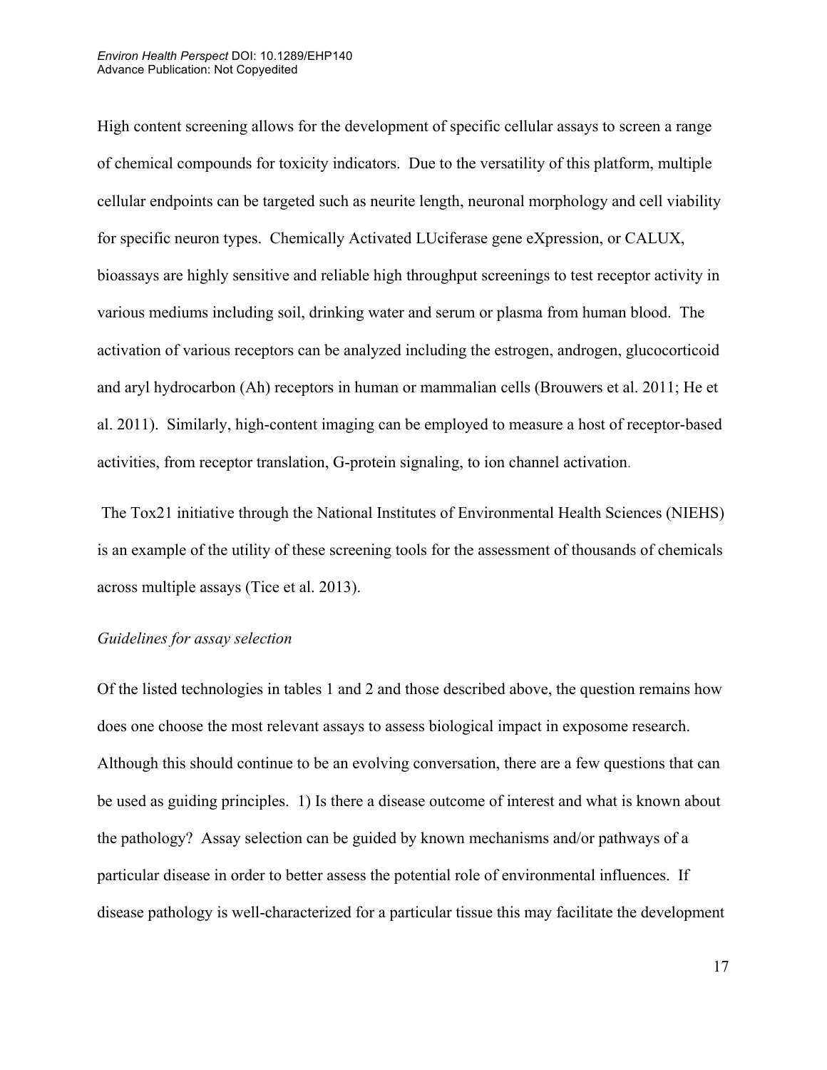High content screening allows for the development of specific cellular assays to screen a range of chemical compounds for toxicity indicators. Due to the versatility of this platform, multiple cellular endpoints can be targeted such as neurite length, neuronal morphology and cell viability for specific neuron types. Chemically Activated LUciferase gene eXpression, or CALUX, bioassays are highly sensitive and reliable high throughput screenings to test receptor activity in various mediums including soil, drinking water and serum or plasma from human blood. The activation of various receptors can be analyzed including the estrogen, androgen, glucocorticoid and aryl hydrocarbon (Ah) receptors in human or mammalian cells (Brouwers et al. 2011; He et al. 2011). Similarly, high-content imaging can be employed to measure a host of receptor-based activities, from receptor translation, G-protein signaling, to ion channel activation.

The Tox21 initiative through the National Institutes of Environmental Health Sciences (NIEHS) is an example of the utility of these screening tools for the assessment of thousands of chemicals across multiple assays (Tice et al. 2013).

*Guidelines for assay selection*

Of the listed technologies in tables 1 and 2 and those described above, the question remains how does one choose the most relevant assays to assess biological impact in exposome research. Although this should continue to be an evolving conversation, there are a few questions that can be used as guiding principles. 1) Is there a disease outcome of interest and what is known about the pathology? Assay selection can be guided by known mechanisms and/or pathways of a particular disease in order to better assess the potential role of environmental influences. If disease pathology is well-characterized for a particular tissue this may facilitate the development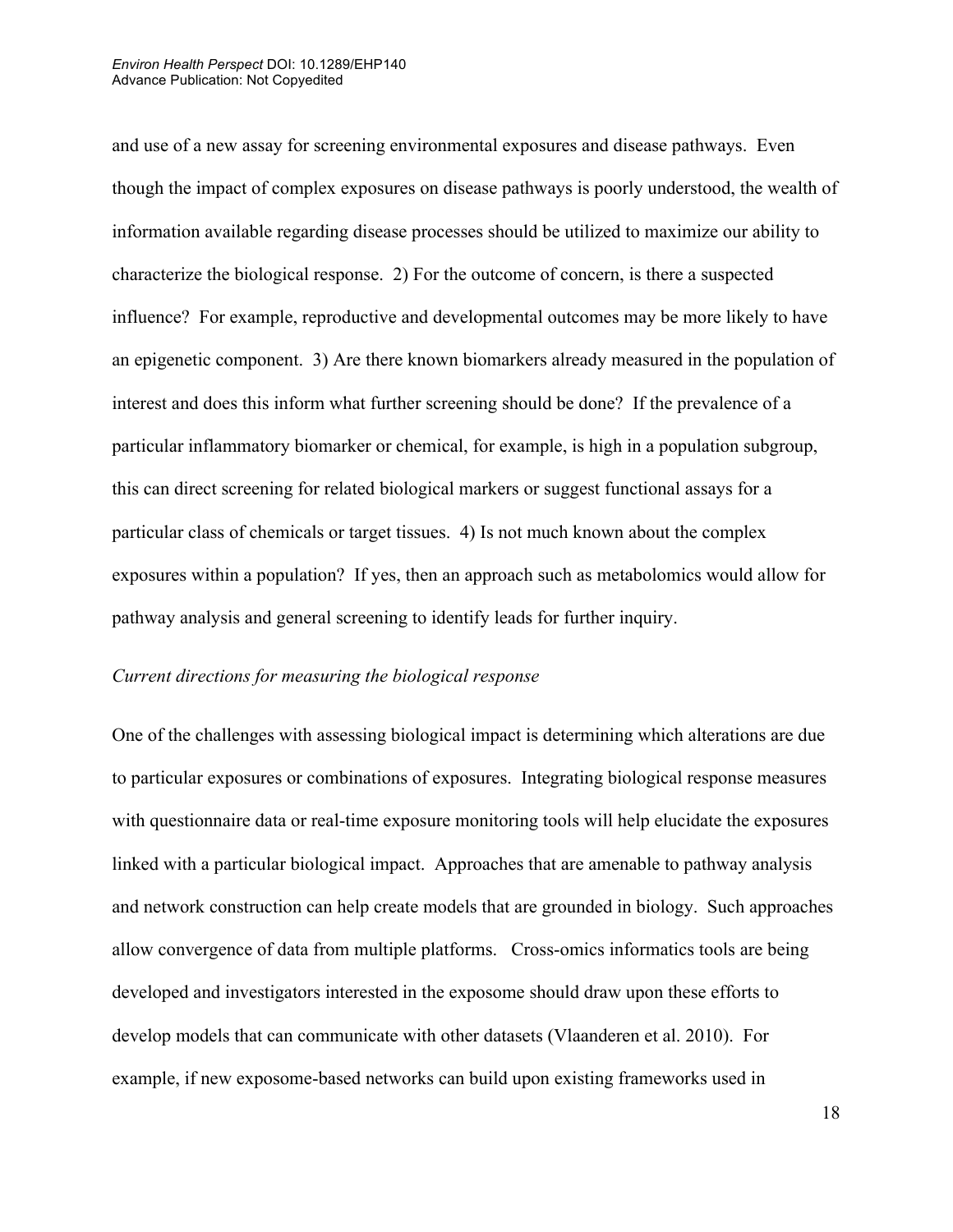and use of a new assay for screening environmental exposures and disease pathways. Even though the impact of complex exposures on disease pathways is poorly understood, the wealth of information available regarding disease processes should be utilized to maximize our ability to characterize the biological response. 2) For the outcome of concern, is there a suspected influence? For example, reproductive and developmental outcomes may be more likely to have an epigenetic component. 3) Are there known biomarkers already measured in the population of interest and does this inform what further screening should be done? If the prevalence of a particular inflammatory biomarker or chemical, for example, is high in a population subgroup, this can direct screening for related biological markers or suggest functional assays for a particular class of chemicals or target tissues. 4) Is not much known about the complex exposures within a population? If yes, then an approach such as metabolomics would allow for pathway analysis and general screening to identify leads for further inquiry.

*Current directions for measuring the biological response*

One of the challenges with assessing biological impact is determining which alterations are due to particular exposures or combinations of exposures. Integrating biological response measures with questionnaire data or real-time exposure monitoring tools will help elucidate the exposures linked with a particular biological impact. Approaches that are amenable to pathway analysis and network construction can help create models that are grounded in biology. Such approaches allow convergence of data from multiple platforms. Cross-omics informatics tools are being developed and investigators interested in the exposome should draw upon these efforts to develop models that can communicate with other datasets (Vlaanderen et al. 2010). For example, if new exposome-based networks can build upon existing frameworks used in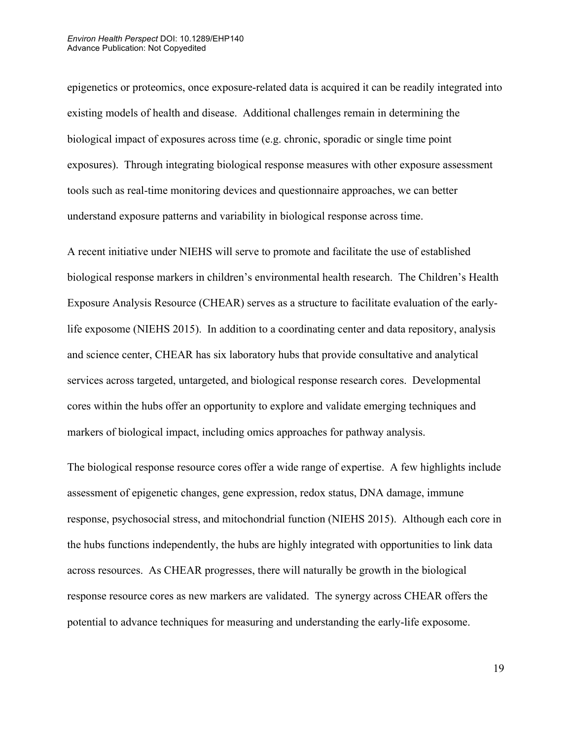epigenetics or proteomics, once exposure-related data is acquired it can be readily integrated into existing models of health and disease. Additional challenges remain in determining the biological impact of exposures across time (e.g. chronic, sporadic or single time point exposures). Through integrating biological response measures with other exposure assessment tools such as real-time monitoring devices and questionnaire approaches, we can better understand exposure patterns and variability in biological response across time.

A recent initiative under NIEHS will serve to promote and facilitate the use of established biological response markers in children's environmental health research. The Children's Health Exposure Analysis Resource (CHEAR) serves as a structure to facilitate evaluation of the early-life exposome (NIEHS 2015). In addition to a coordinating center and data repository, analysis and science center, CHEAR has six laboratory hubs that provide consultative and analytical services across targeted, untargeted, and biological response research cores. Developmental cores within the hubs offer an opportunity to explore and validate emerging techniques and markers of biological impact, including omics approaches for pathway analysis.

The biological response resource cores offer a wide range of expertise. A few highlights include assessment of epigenetic changes, gene expression, redox status, DNA damage, immune response, psychosocial stress, and mitochondrial function (NIEHS 2015). Although each core in the hubs functions independently, the hubs are highly integrated with opportunities to link data across resources. As CHEAR progresses, there will naturally be growth in the biological response resource cores as new markers are validated. The synergy across CHEAR offers the potential to advance techniques for measuring and understanding the early-life exposome.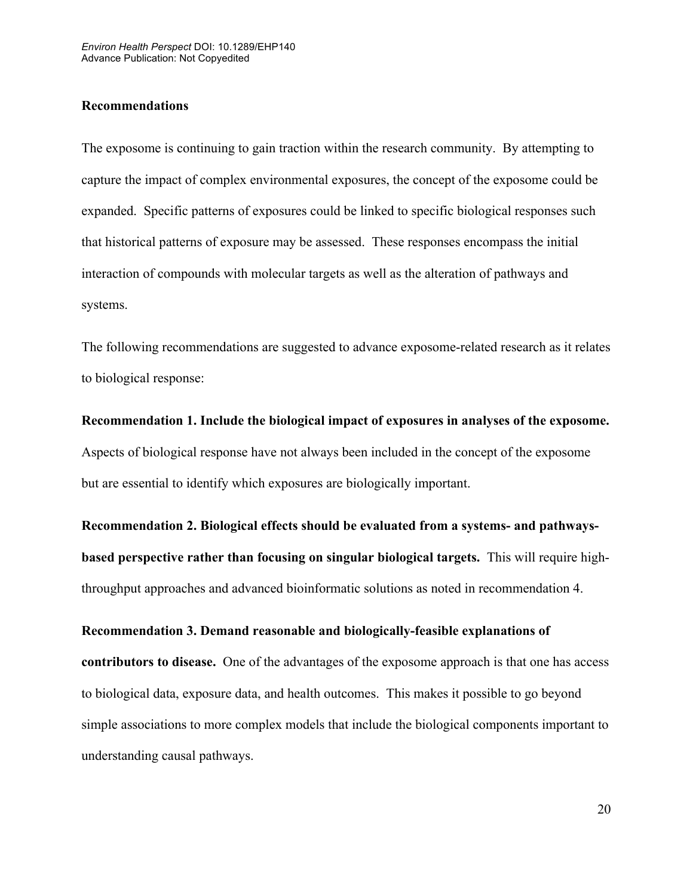## Recommendations

The exposome is continuing to gain traction within the research community. By attempting to capture the impact of complex environmental exposures, the concept of the exposome could be expanded. Specific patterns of exposures could be linked to specific biological responses such that historical patterns of exposure may be assessed. These responses encompass the initial interaction of compounds with molecular targets as well as the alteration of pathways and systems.

The following recommendations are suggested to advance exposome-related research as it relates to biological response:

**Recommendation 1. Include the biological impact of exposures in analyses of the exposome.** Aspects of biological response have not always been included in the concept of the exposome but are essential to identify which exposures are biologically important.

**Recommendation 2. Biological effects should be evaluated from a systems- and pathways-based perspective rather than focusing on singular biological targets.** This will require high-throughput approaches and advanced bioinformatic solutions as noted in recommendation 4.

**Recommendation 3. Demand reasonable and biologically-feasible explanations of contributors to disease.** One of the advantages of the exposome approach is that one has access to biological data, exposure data, and health outcomes. This makes it possible to go beyond simple associations to more complex models that include the biological components important to understanding causal pathways.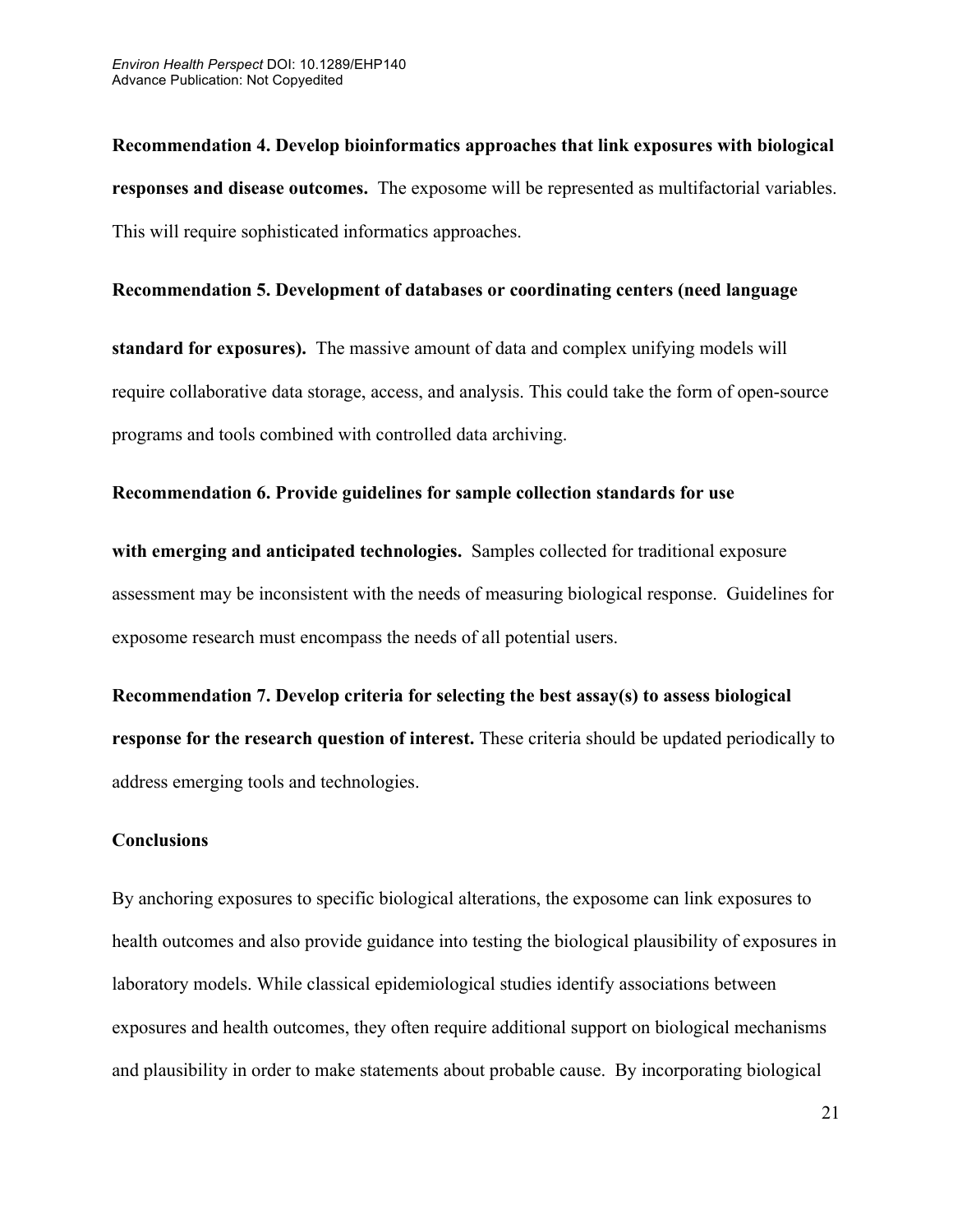**Recommendation 4. Develop bioinformatics approaches that link exposures with biological responses and disease outcomes.** The exposome will be represented as multifactorial variables. This will require sophisticated informatics approaches.

**Recommendation 5. Development of databases or coordinating centers (need language standard for exposures).** The massive amount of data and complex unifying models will require collaborative data storage, access, and analysis. This could take the form of open-source programs and tools combined with controlled data archiving.

**Recommendation 6. Provide guidelines for sample collection standards for use with emerging and anticipated technologies.** Samples collected for traditional exposure assessment may be inconsistent with the needs of measuring biological response. Guidelines for exposome research must encompass the needs of all potential users.

**Recommendation 7. Develop criteria for selecting the best assay(s) to assess biological response for the research question of interest.** These criteria should be updated periodically to address emerging tools and technologies.

## Conclusions

By anchoring exposures to specific biological alterations, the exposome can link exposures to health outcomes and also provide guidance into testing the biological plausibility of exposures in laboratory models. While classical epidemiological studies identify associations between exposures and health outcomes, they often require additional support on biological mechanisms and plausibility in order to make statements about probable cause. By incorporating biological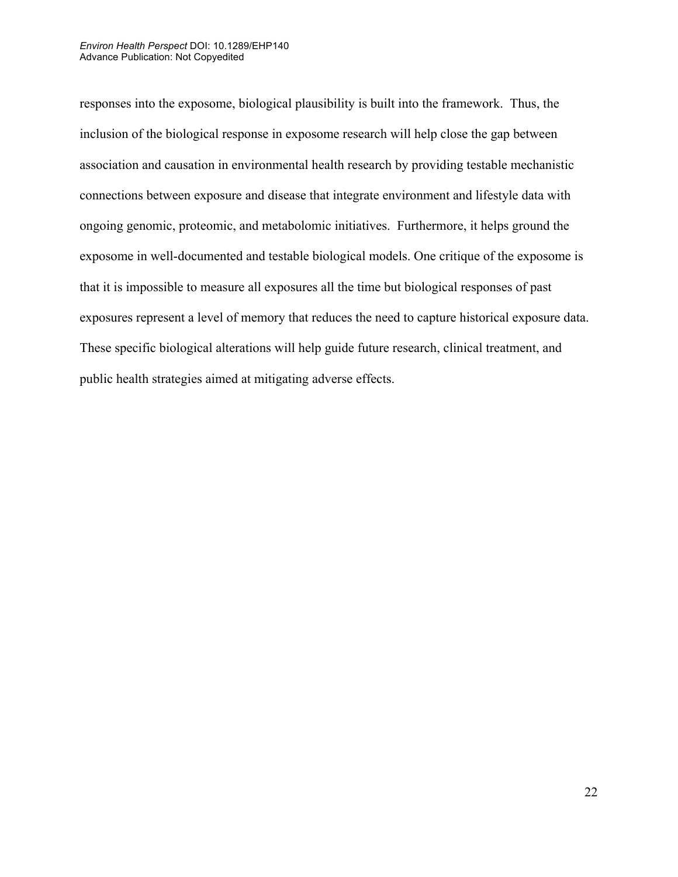responses into the exposome, biological plausibility is built into the framework. Thus, the inclusion of the biological response in exposome research will help close the gap between association and causation in environmental health research by providing testable mechanistic connections between exposure and disease that integrate environment and lifestyle data with ongoing genomic, proteomic, and metabolomic initiatives. Furthermore, it helps ground the exposome in well-documented and testable biological models. One critique of the exposome is that it is impossible to measure all exposures all the time but biological responses of past exposures represent a level of memory that reduces the need to capture historical exposure data. These specific biological alterations will help guide future research, clinical treatment, and public health strategies aimed at mitigating adverse effects.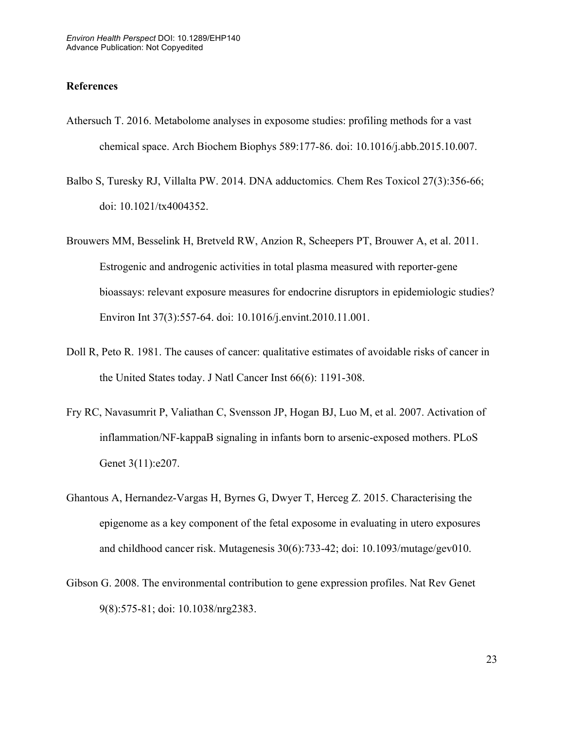## References

Athersuch T. 2016. Metabolome analyses in exposome studies: profiling methods for a vast chemical space. Arch Biochem Biophys 589:177-86. doi: 10.1016/j.abb.2015.10.007.

Balbo S, Turesky RJ, Villalta PW. 2014. DNA adductomics*.* Chem Res Toxicol 27(3):356-66; doi: 10.1021/tx4004352.

Brouwers MM, Besselink H, Bretveld RW, Anzion R, Scheepers PT, Brouwer A, et al. 2011. Estrogenic and androgenic activities in total plasma measured with reporter-gene bioassays: relevant exposure measures for endocrine disruptors in epidemiologic studies? Environ Int 37(3):557-64. doi: 10.1016/j.envint.2010.11.001.

Doll R, Peto R. 1981. The causes of cancer: qualitative estimates of avoidable risks of cancer in the United States today. J Natl Cancer Inst 66(6): 1191-308.

Fry RC, Navasumrit P, Valiathan C, Svensson JP, Hogan BJ, Luo M, et al. 2007. Activation of inflammation/NF-kappaB signaling in infants born to arsenic-exposed mothers. PLoS Genet 3(11):e207.

Ghantous A, Hernandez-Vargas H, Byrnes G, Dwyer T, Herceg Z. 2015. Characterising the epigenome as a key component of the fetal exposome in evaluating in utero exposures and childhood cancer risk. Mutagenesis 30(6):733-42; doi: 10.1093/mutage/gev010.

Gibson G. 2008. The environmental contribution to gene expression profiles. Nat Rev Genet 9(8):575-81; doi: 10.1038/nrg2383.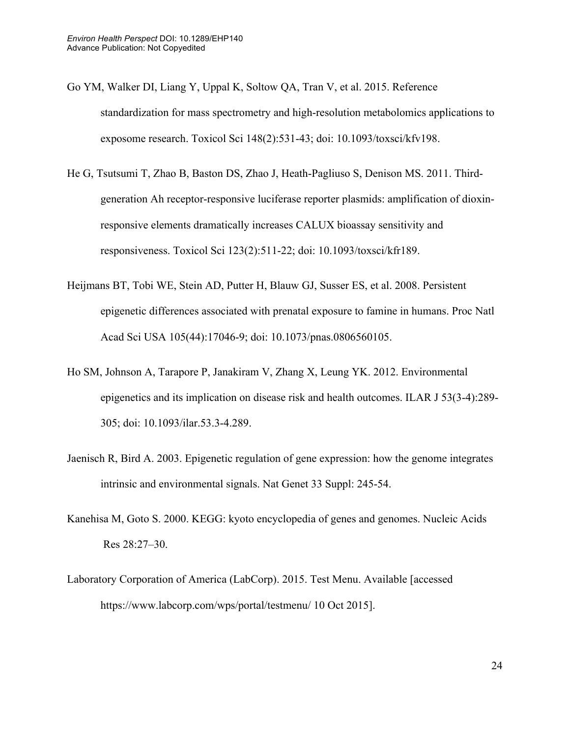Go YM, Walker DI, Liang Y, Uppal K, Soltow QA, Tran V, et al. 2015. Reference standardization for mass spectrometry and high-resolution metabolomics applications to exposome research. Toxicol Sci 148(2):531-43; doi: 10.1093/toxsci/kfv198.

He G, Tsutsumi T, Zhao B, Baston DS, Zhao J, Heath-Pagliuso S, Denison MS. 2011. Third-generation Ah receptor-responsive luciferase reporter plasmids: amplification of dioxin-responsive elements dramatically increases CALUX bioassay sensitivity and responsiveness. Toxicol Sci 123(2):511-22; doi: 10.1093/toxsci/kfr189.

Heijmans BT, Tobi WE, Stein AD, Putter H, Blauw GJ, Susser ES, et al. 2008. Persistent epigenetic differences associated with prenatal exposure to famine in humans. Proc Natl Acad Sci USA 105(44):17046-9; doi: 10.1073/pnas.0806560105.

Ho SM, Johnson A, Tarapore P, Janakiram V, Zhang X, Leung YK. 2012. Environmental epigenetics and its implication on disease risk and health outcomes. ILAR J 53(3-4):289-305; doi: 10.1093/ilar.53.3-4.289.

Jaenisch R, Bird A. 2003. Epigenetic regulation of gene expression: how the genome integrates intrinsic and environmental signals. Nat Genet 33 Suppl: 245-54.

Kanehisa M, Goto S. 2000. KEGG: kyoto encyclopedia of genes and genomes. Nucleic Acids Res 28:27–30.

Laboratory Corporation of America (LabCorp). 2015. Test Menu. Available [accessed https://www.labcorp.com/wps/portal/testmenu/ 10 Oct 2015].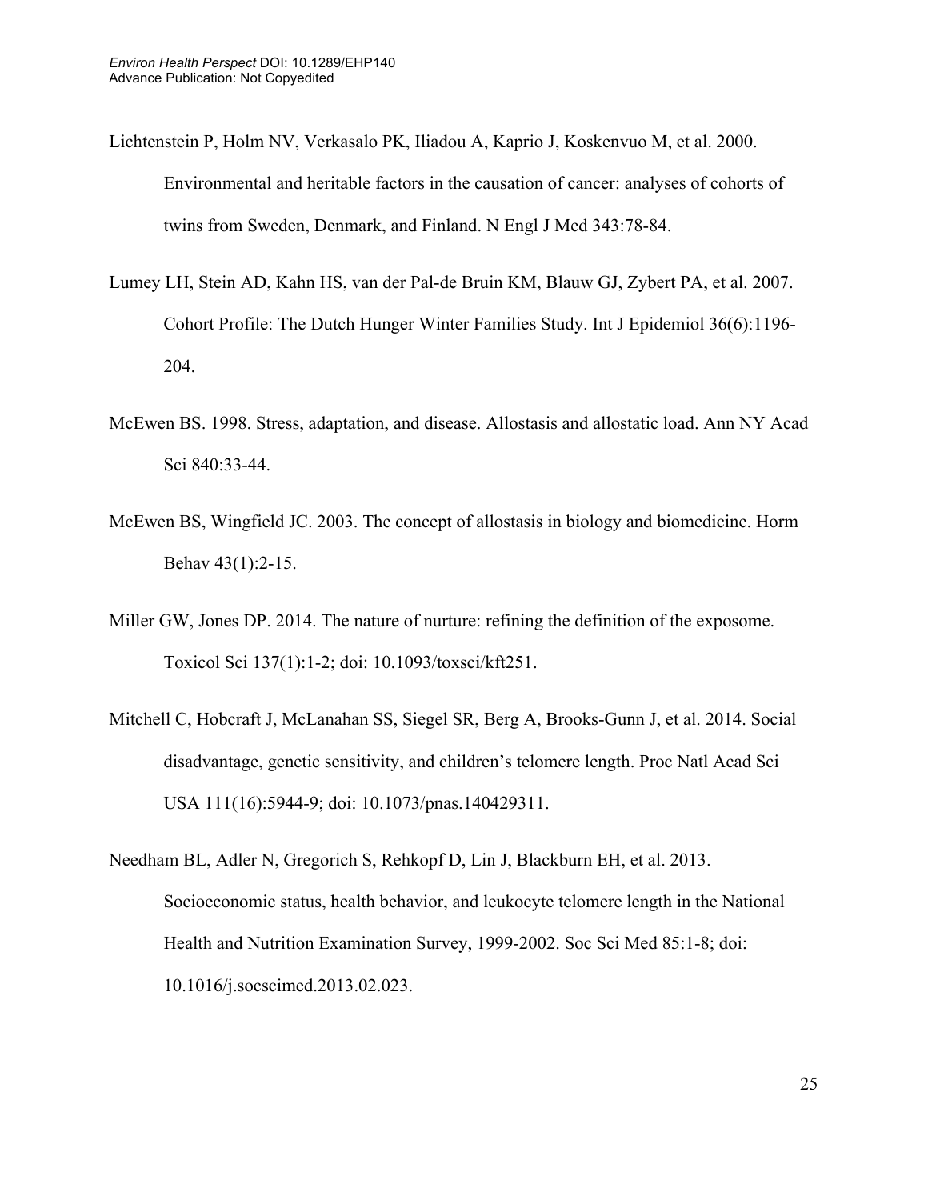Lichtenstein P, Holm NV, Verkasalo PK, Iliadou A, Kaprio J, Koskenvuo M, et al. 2000. Environmental and heritable factors in the causation of cancer: analyses of cohorts of twins from Sweden, Denmark, and Finland. N Engl J Med 343:78-84.

Lumey LH, Stein AD, Kahn HS, van der Pal-de Bruin KM, Blauw GJ, Zybert PA, et al. 2007. Cohort Profile: The Dutch Hunger Winter Families Study. Int J Epidemiol 36(6):1196-204.

McEwen BS. 1998. Stress, adaptation, and disease. Allostasis and allostatic load. Ann NY Acad Sci 840:33-44.

McEwen BS, Wingfield JC. 2003. The concept of allostasis in biology and biomedicine. Horm Behav 43(1):2-15.

Miller GW, Jones DP. 2014. The nature of nurture: refining the definition of the exposome. Toxicol Sci 137(1):1-2; doi: 10.1093/toxsci/kft251.

Mitchell C, Hobcraft J, McLanahan SS, Siegel SR, Berg A, Brooks-Gunn J, et al. 2014. Social disadvantage, genetic sensitivity, and children's telomere length. Proc Natl Acad Sci USA 111(16):5944-9; doi: 10.1073/pnas.140429311.

Needham BL, Adler N, Gregorich S, Rehkopf D, Lin J, Blackburn EH, et al. 2013. Socioeconomic status, health behavior, and leukocyte telomere length in the National Health and Nutrition Examination Survey, 1999-2002. Soc Sci Med 85:1-8; doi: 10.1016/j.socscimed.2013.02.023.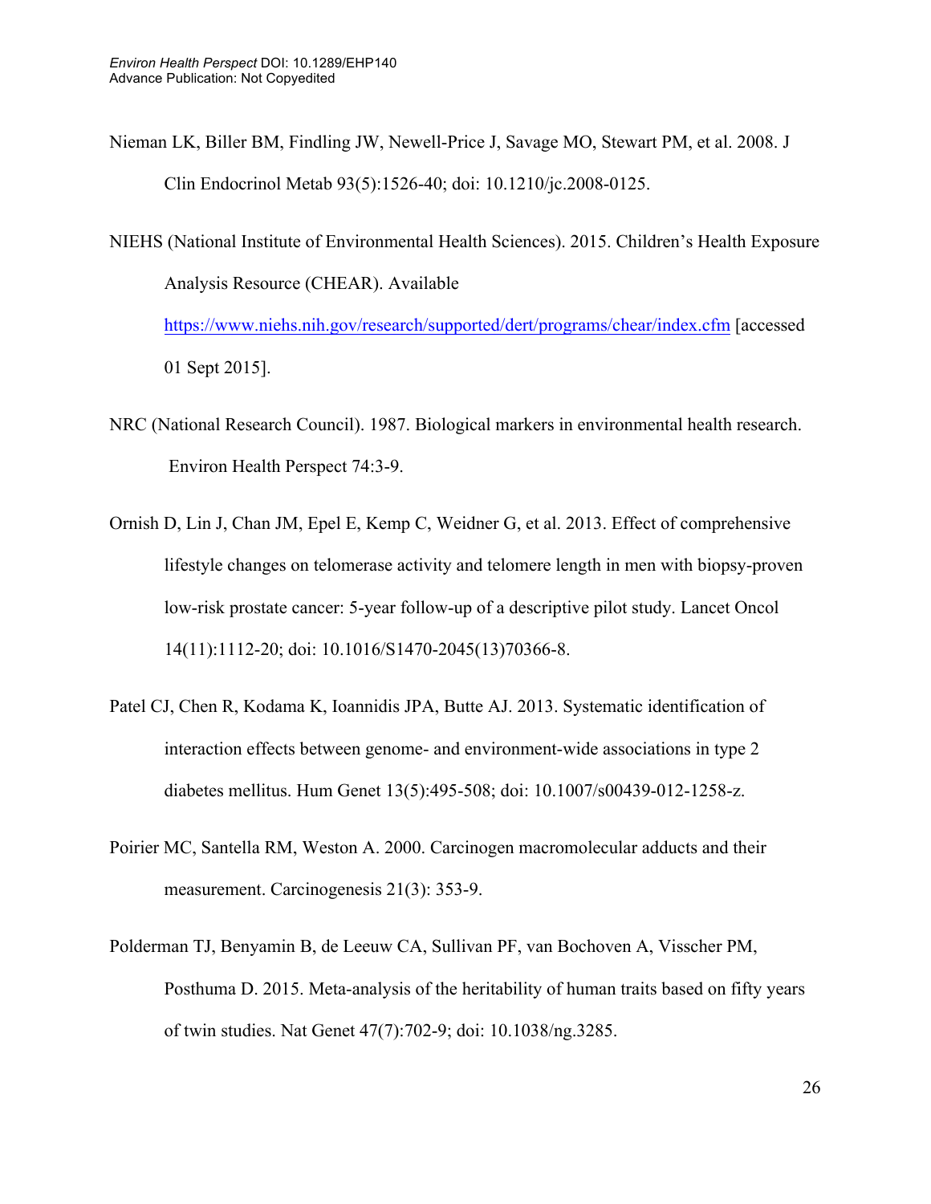Nieman LK, Biller BM, Findling JW, Newell-Price J, Savage MO, Stewart PM, et al. 2008. J Clin Endocrinol Metab 93(5):1526-40; doi: 10.1210/jc.2008-0125.

NIEHS (National Institute of Environmental Health Sciences). 2015. Children's Health Exposure Analysis Resource (CHEAR). Available https://www.niehs.nih.gov/research/supported/dert/programs/chear/index.cfm [accessed 01 Sept 2015].

NRC (National Research Council). 1987. Biological markers in environmental health research. Environ Health Perspect 74:3-9.

Ornish D, Lin J, Chan JM, Epel E, Kemp C, Weidner G, et al. 2013. Effect of comprehensive lifestyle changes on telomerase activity and telomere length in men with biopsy-proven low-risk prostate cancer: 5-year follow-up of a descriptive pilot study. Lancet Oncol 14(11):1112-20; doi: 10.1016/S1470-2045(13)70366-8.

Patel CJ, Chen R, Kodama K, Ioannidis JPA, Butte AJ. 2013. Systematic identification of interaction effects between genome- and environment-wide associations in type 2 diabetes mellitus. Hum Genet 13(5):495-508; doi: 10.1007/s00439-012-1258-z.

Poirier MC, Santella RM, Weston A. 2000. Carcinogen macromolecular adducts and their measurement. Carcinogenesis 21(3): 353-9.

Polderman TJ, Benyamin B, de Leeuw CA, Sullivan PF, van Bochoven A, Visscher PM, Posthuma D. 2015. Meta-analysis of the heritability of human traits based on fifty years of twin studies. Nat Genet 47(7):702-9; doi: 10.1038/ng.3285.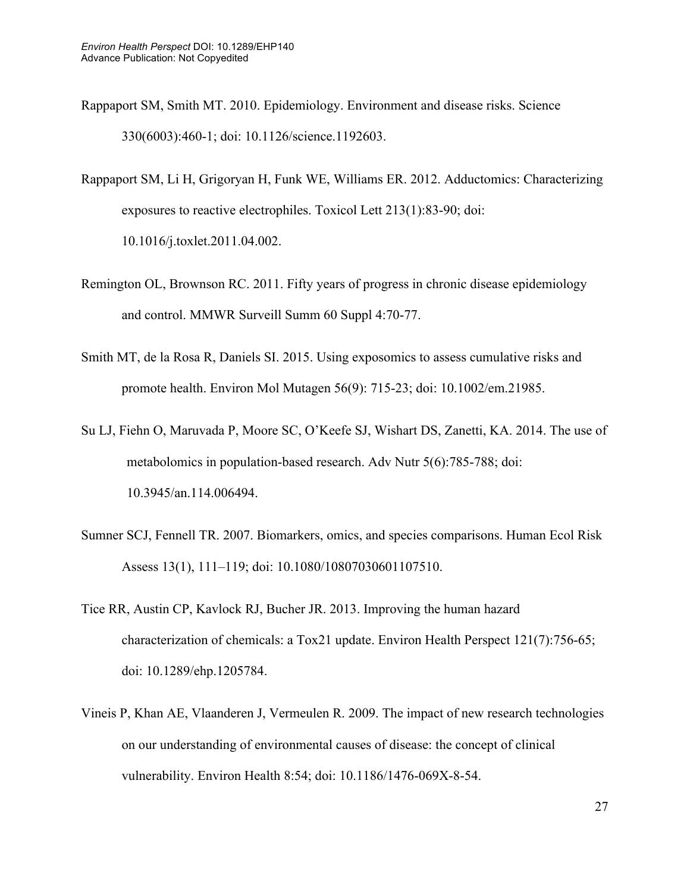Rappaport SM, Smith MT. 2010. Epidemiology. Environment and disease risks. Science 330(6003):460-1; doi: 10.1126/science.1192603.

Rappaport SM, Li H, Grigoryan H, Funk WE, Williams ER. 2012. Adductomics: Characterizing exposures to reactive electrophiles. Toxicol Lett 213(1):83-90; doi: 10.1016/j.toxlet.2011.04.002.

Remington OL, Brownson RC. 2011. Fifty years of progress in chronic disease epidemiology and control. MMWR Surveill Summ 60 Suppl 4:70-77.

Smith MT, de la Rosa R, Daniels SI. 2015. Using exposomics to assess cumulative risks and promote health. Environ Mol Mutagen 56(9): 715-23; doi: 10.1002/em.21985.

Su LJ, Fiehn O, Maruvada P, Moore SC, O'Keefe SJ, Wishart DS, Zanetti, KA. 2014. The use of metabolomics in population-based research. Adv Nutr 5(6):785-788; doi: 10.3945/an.114.006494.

Sumner SCJ, Fennell TR. 2007. Biomarkers, omics, and species comparisons. Human Ecol Risk Assess 13(1), 111–119; doi: 10.1080/10807030601107510.

Tice RR, Austin CP, Kavlock RJ, Bucher JR. 2013. Improving the human hazard characterization of chemicals: a Tox21 update. Environ Health Perspect 121(7):756-65; doi: 10.1289/ehp.1205784.

Vineis P, Khan AE, Vlaanderen J, Vermeulen R. 2009. The impact of new research technologies on our understanding of environmental causes of disease: the concept of clinical vulnerability. Environ Health 8:54; doi: 10.1186/1476-069X-8-54.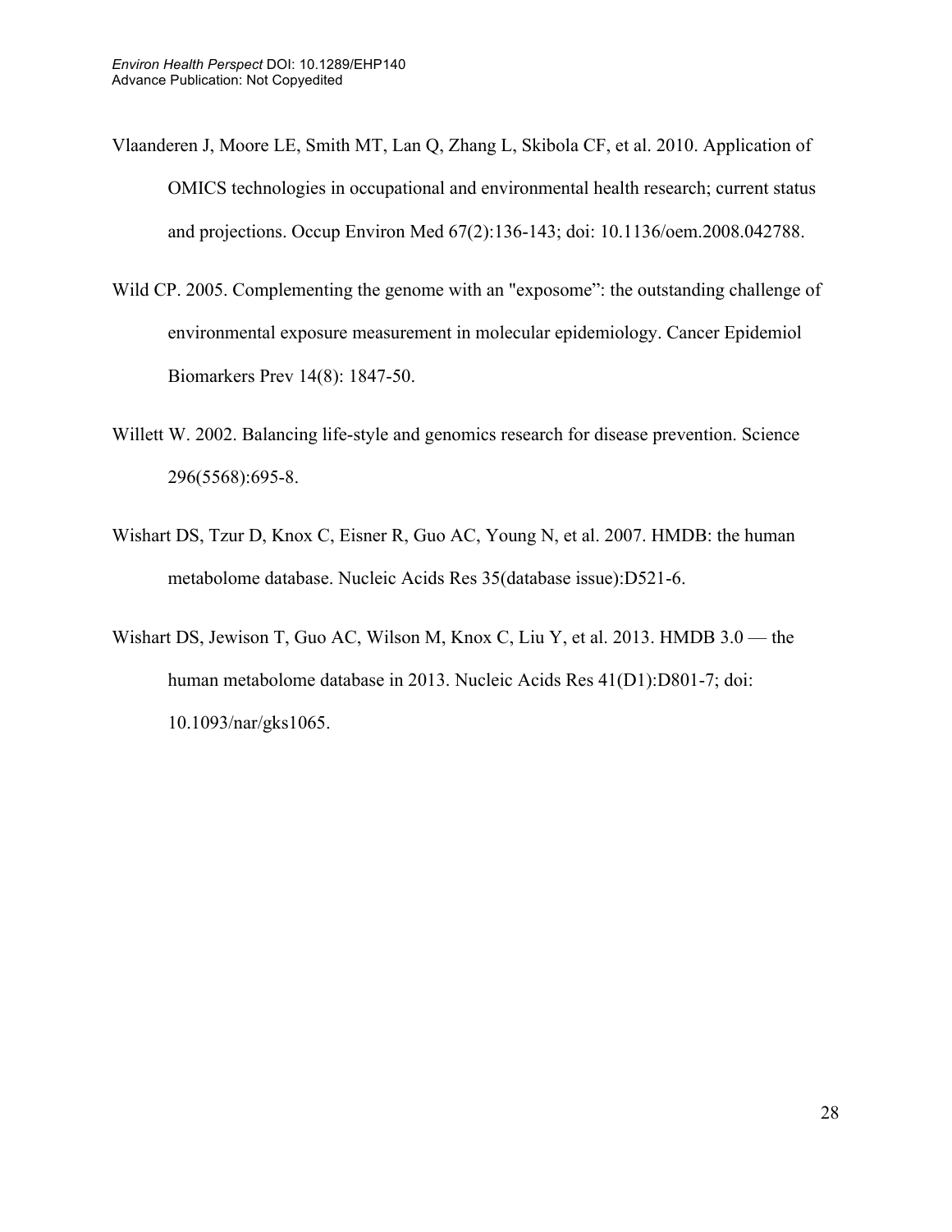Vlaanderen J, Moore LE, Smith MT, Lan Q, Zhang L, Skibola CF, et al. 2010. Application of OMICS technologies in occupational and environmental health research; current status and projections. Occup Environ Med 67(2):136-143; doi: 10.1136/oem.2008.042788.

Wild CP. 2005. Complementing the genome with an "exposome": the outstanding challenge of environmental exposure measurement in molecular epidemiology. Cancer Epidemiol Biomarkers Prev 14(8): 1847-50.

Willett W. 2002. Balancing life-style and genomics research for disease prevention. Science 296(5568):695-8.

Wishart DS, Tzur D, Knox C, Eisner R, Guo AC, Young N, et al. 2007. HMDB: the human metabolome database. Nucleic Acids Res 35(database issue):D521-6.

Wishart DS, Jewison T, Guo AC, Wilson M, Knox C, Liu Y, et al. 2013. HMDB 3.0 — the human metabolome database in 2013. Nucleic Acids Res 41(D1):D801-7; doi: 10.1093/nar/gks1065.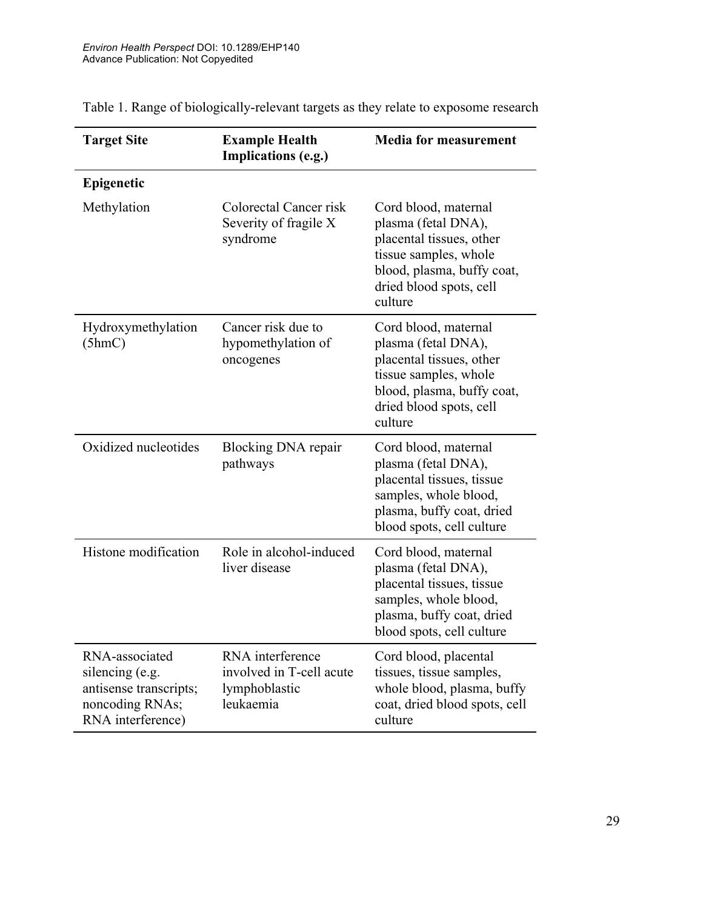Table 1. Range of biologically-relevant targets as they relate to exposome research

| Target Site | Example Health Implications (e.g.) | Media for measurement |
|---|---|---|
| **Epigenetic** | | |
| Methylation | Colorectal Cancer risk<br>Severity of fragile X syndrome | Cord blood, maternal plasma (fetal DNA), placental tissues, other tissue samples, whole blood, plasma, buffy coat, dried blood spots, cell culture |
| Hydroxymethylation (5hmC) | Cancer risk due to hypomethylation of oncogenes | Cord blood, maternal plasma (fetal DNA), placental tissues, other tissue samples, whole blood, plasma, buffy coat, dried blood spots, cell culture |
| Oxidized nucleotides | Blocking DNA repair pathways | Cord blood, maternal plasma (fetal DNA), placental tissues, tissue samples, whole blood, plasma, buffy coat, dried blood spots, cell culture |
| Histone modification | Role in alcohol-induced liver disease | Cord blood, maternal plasma (fetal DNA), placental tissues, tissue samples, whole blood, plasma, buffy coat, dried blood spots, cell culture |
| RNA-associated silencing (e.g. antisense transcripts; noncoding RNAs; RNA interference) | RNA interference involved in T-cell acute lymphoblastic leukaemia | Cord blood, placental tissues, tissue samples, whole blood, plasma, buffy coat, dried blood spots, cell culture |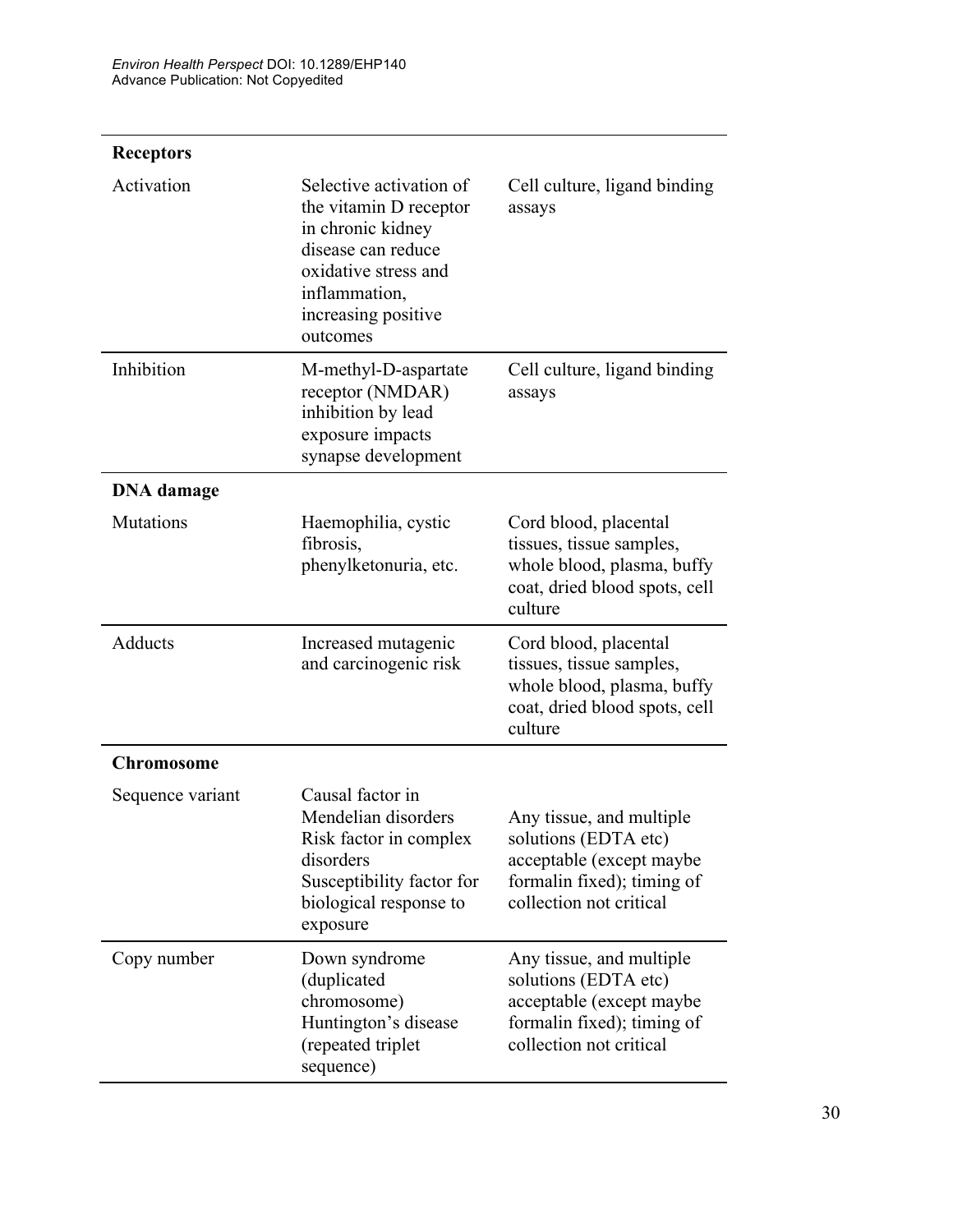| | | |
|---|---|---|
| **Receptors** | | |
| Activation | Selective activation of the vitamin D receptor in chronic kidney disease can reduce oxidative stress and inflammation, increasing positive outcomes | Cell culture, ligand binding assays |
| Inhibition | M-methyl-D-aspartate receptor (NMDAR) inhibition by lead exposure impacts synapse development | Cell culture, ligand binding assays |
| **DNA damage** | | |
| Mutations | Haemophilia, cystic fibrosis, phenylketonuria, etc. | Cord blood, placental tissues, tissue samples, whole blood, plasma, buffy coat, dried blood spots, cell culture |
| Adducts | Increased mutagenic and carcinogenic risk | Cord blood, placental tissues, tissue samples, whole blood, plasma, buffy coat, dried blood spots, cell culture |
| **Chromosome** | | |
| Sequence variant | Causal factor in Mendelian disorders Risk factor in complex disorders Susceptibility factor for biological response to exposure | Any tissue, and multiple solutions (EDTA etc) acceptable (except maybe formalin fixed); timing of collection not critical |
| Copy number | Down syndrome (duplicated chromosome) Huntington's disease (repeated triplet sequence) | Any tissue, and multiple solutions (EDTA etc) acceptable (except maybe formalin fixed); timing of collection not critical |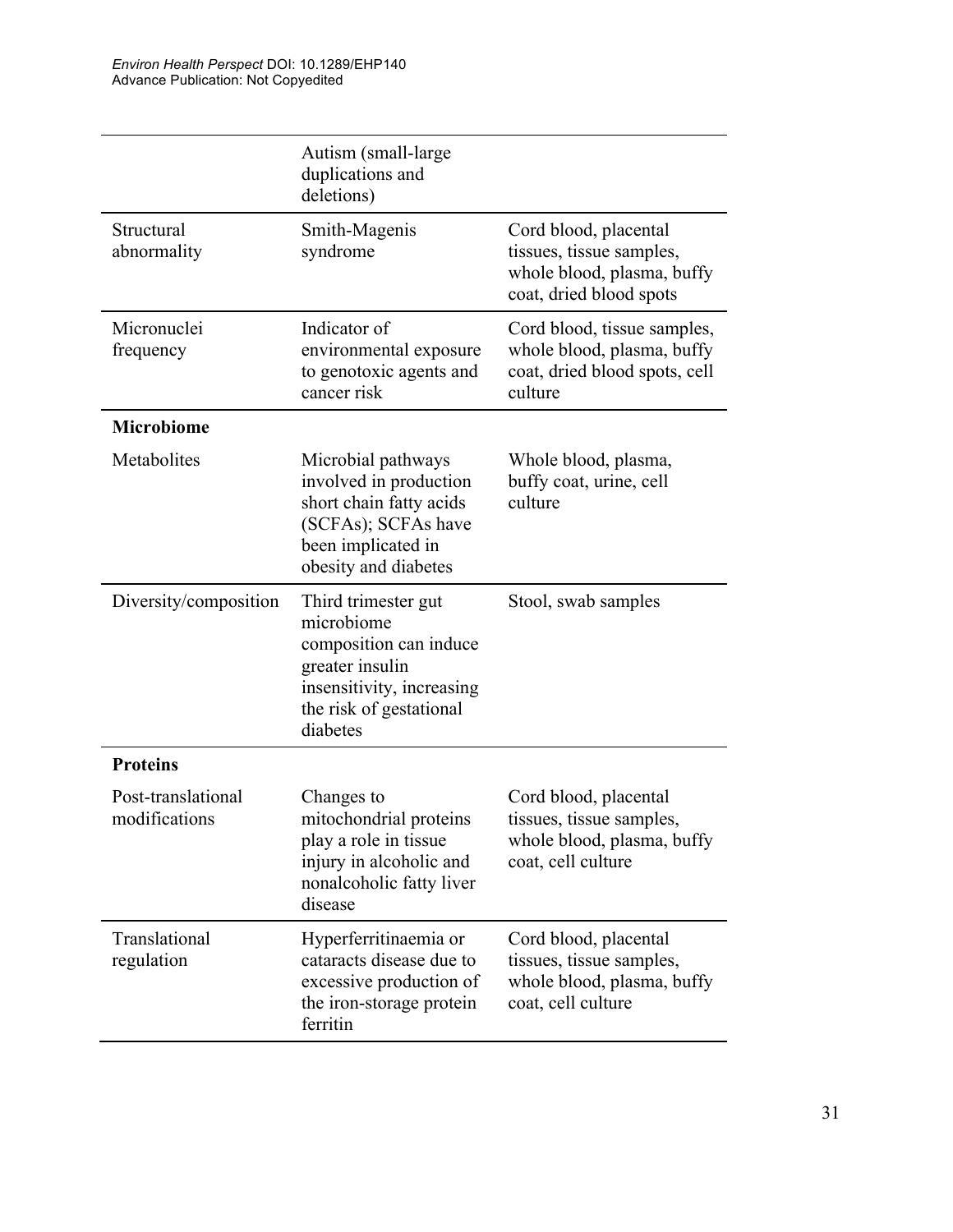| | | |
|---|---|---|
| | Autism (small-large duplications and deletions) | |
| Structural abnormality | Smith-Magenis syndrome | Cord blood, placental tissues, tissue samples, whole blood, plasma, buffy coat, dried blood spots |
| Micronuclei frequency | Indicator of environmental exposure to genotoxic agents and cancer risk | Cord blood, tissue samples, whole blood, plasma, buffy coat, dried blood spots, cell culture |
| **Microbiome** | | |
| Metabolites | Microbial pathways involved in production short chain fatty acids (SCFAs); SCFAs have been implicated in obesity and diabetes | Whole blood, plasma, buffy coat, urine, cell culture |
| Diversity/composition | Third trimester gut microbiome composition can induce greater insulin insensitivity, increasing the risk of gestational diabetes | Stool, swab samples |
| **Proteins** | | |
| Post-translational modifications | Changes to mitochondrial proteins play a role in tissue injury in alcoholic and nonalcoholic fatty liver disease | Cord blood, placental tissues, tissue samples, whole blood, plasma, buffy coat, cell culture |
| Translational regulation | Hyperferritinaemia or cataracts disease due to excessive production of the iron-storage protein ferritin | Cord blood, placental tissues, tissue samples, whole blood, plasma, buffy coat, cell culture |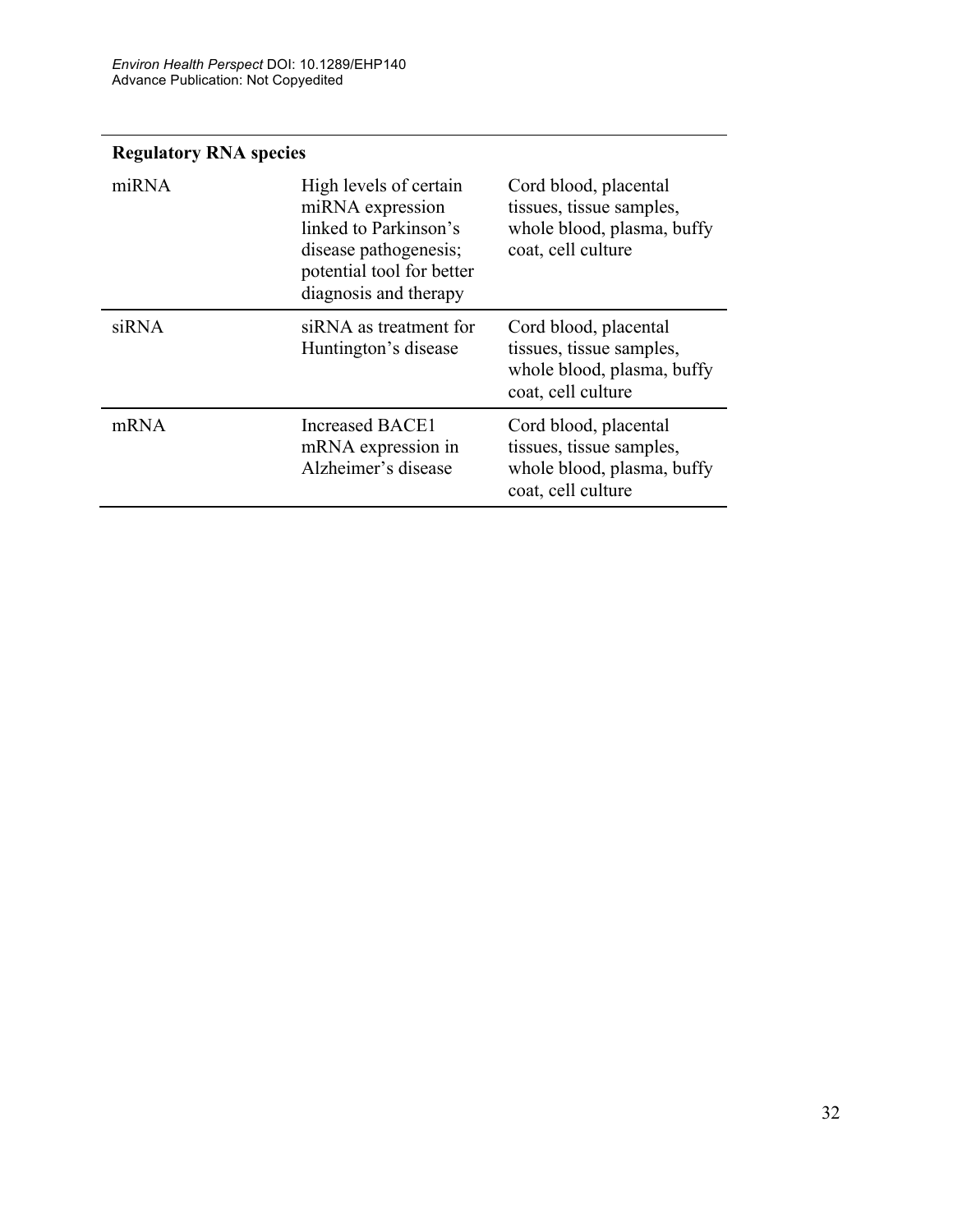| **Regulatory RNA species** | | |
|---|---|---|
| miRNA | High levels of certain miRNA expression linked to Parkinson's disease pathogenesis; potential tool for better diagnosis and therapy | Cord blood, placental tissues, tissue samples, whole blood, plasma, buffy coat, cell culture |
| siRNA | siRNA as treatment for Huntington's disease | Cord blood, placental tissues, tissue samples, whole blood, plasma, buffy coat, cell culture |
| mRNA | Increased BACE1 mRNA expression in Alzheimer's disease | Cord blood, placental tissues, tissue samples, whole blood, plasma, buffy coat, cell culture |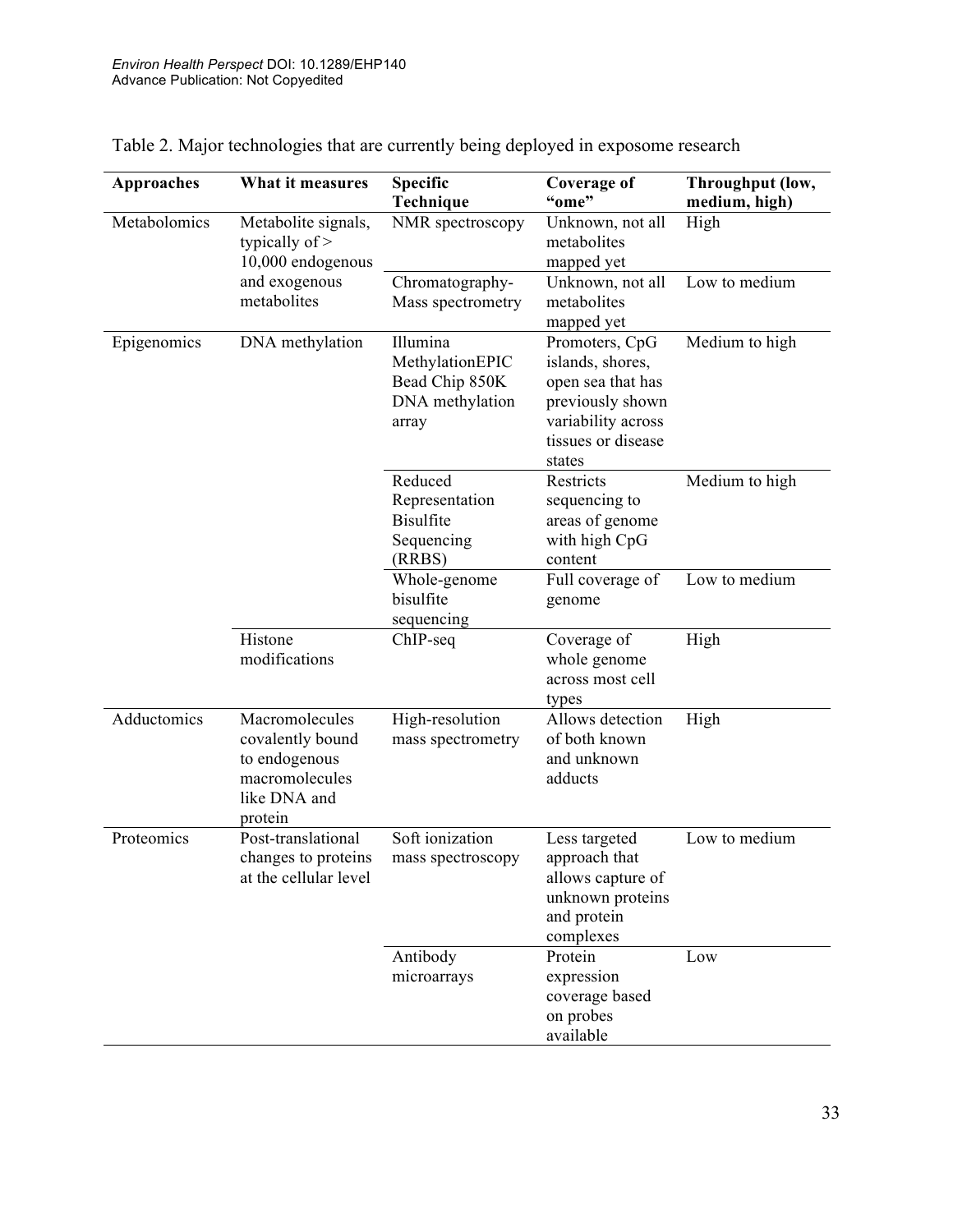Table 2. Major technologies that are currently being deployed in exposome research

| Approaches | What it measures | Specific Technique | Coverage of "ome" | Throughput (low, medium, high) |
|---|---|---|---|---|
| Metabolomics | Metabolite signals, typically of > 10,000 endogenous and exogenous metabolites | NMR spectroscopy | Unknown, not all metabolites mapped yet | High |
| | | Chromatography-Mass spectrometry | Unknown, not all metabolites mapped yet | Low to medium |
| Epigenomics | DNA methylation | Illumina MethylationEPIC Bead Chip 850K DNA methylation array | Promoters, CpG islands, shores, open sea that has previously shown variability across tissues or disease states | Medium to high |
| | | Reduced Representation Bisulfite Sequencing (RRBS) | Restricts sequencing to areas of genome with high CpG content | Medium to high |
| | | Whole-genome bisulfite sequencing | Full coverage of genome | Low to medium |
| | Histone modifications | ChIP-seq | Coverage of whole genome across most cell types | High |
| Adductomics | Macromolecules covalently bound to endogenous macromolecules like DNA and protein | High-resolution mass spectrometry | Allows detection of both known and unknown adducts | High |
| Proteomics | Post-translational changes to proteins at the cellular level | Soft ionization mass spectroscopy | Less targeted approach that allows capture of unknown proteins and protein complexes | Low to medium |
| | | Antibody microarrays | Protein expression coverage based on probes available | Low |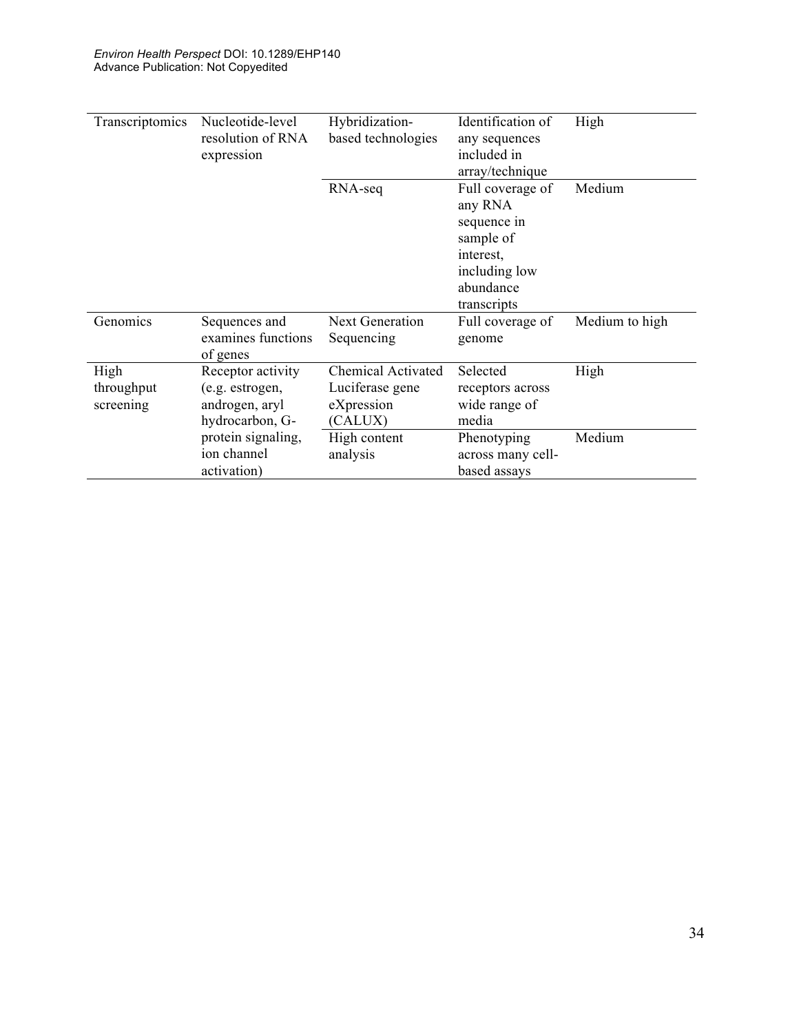| | | | | |
|---|---|---|---|---|
| Transcriptomics | Nucleotide-level resolution of RNA expression | Hybridization-based technologies | Identification of any sequences included in array/technique | High |
| | | RNA-seq | Full coverage of any RNA sequence in sample of interest, including low abundance transcripts | Medium |
| Genomics | Sequences and examines functions of genes | Next Generation Sequencing | Full coverage of genome | Medium to high |
| High throughput screening | Receptor activity (e.g. estrogen, androgen, aryl hydrocarbon, G-protein signaling, ion channel activation) | Chemical Activated Luciferase gene eXpression (CALUX) | Selected receptors across wide range of media | High |
| | | High content analysis | Phenotyping across many cell-based assays | Medium |